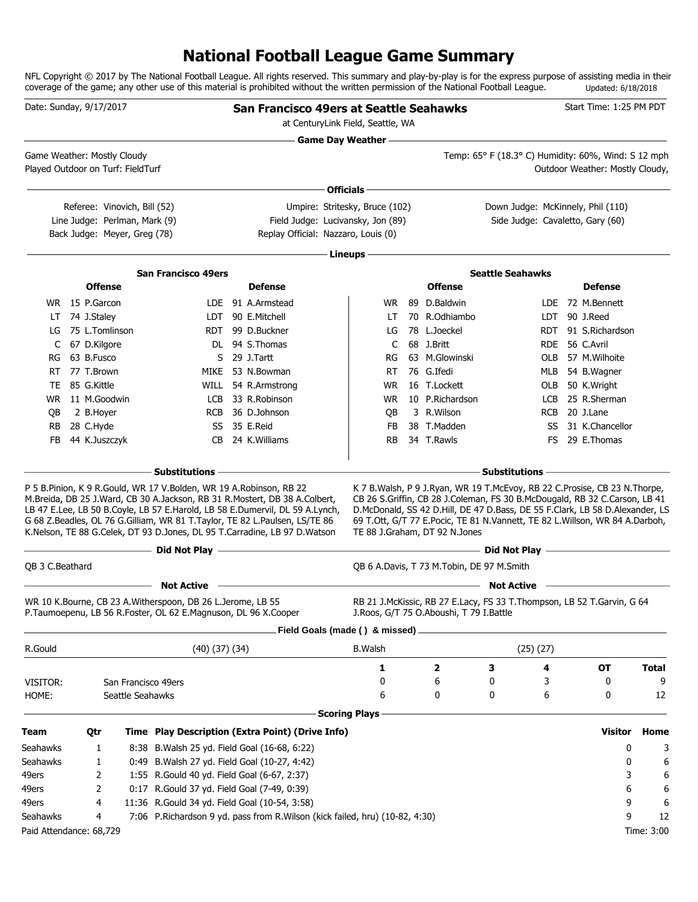# National Football League Game Summary

NFL Copyright © 2017 by The National Football League. All rights reserved. This summary and play-by-play is for the express purpose of assisting media in their coverage of the game; any other use of this material is prohibited without the written permission of the National Football League. Updated: 6/18/2018

Date: Sunday, 9/17/2017

**San Francisco 49ers at Seattle Seahawks**

at CenturyLink Field, Seattle, WA

Start Time: 1:25 PM PDT

## Game Day Weather

Game Weather: Mostly Cloudy

Played Outdoor on Turf: FieldTurf

Temp: 65° F (18.3° C) Humidity: 60%, Wind: S 12 mph

Outdoor Weather: Mostly Cloudy,

## Officials

Referee: Vinovich, Bill (52)
Umpire: Stritesky, Bruce (102)
Down Judge: McKinnely, Phil (110)
Line Judge: Perlman, Mark (9)
Field Judge: Lucivansky, Jon (89)
Side Judge: Cavaletto, Gary (60)
Back Judge: Meyer, Greg (78)
Replay Official: Nazzaro, Louis (0)

## Lineups

**San Francisco 49ers**

| Offense | | | Defense | | |
|---|---|---|---|---|---|
| WR | 15 | P.Garcon | LDE | 91 | A.Armstead |
| LT | 74 | J.Staley | LDT | 90 | E.Mitchell |
| LG | 75 | L.Tomlinson | RDT | 99 | D.Buckner |
| C | 67 | D.Kilgore | DL | 94 | S.Thomas |
| RG | 63 | B.Fusco | S | 29 | J.Tartt |
| RT | 77 | T.Brown | MIKE | 53 | N.Bowman |
| TE | 85 | G.Kittle | WILL | 54 | R.Armstrong |
| WR | 11 | M.Goodwin | LCB | 33 | R.Robinson |
| QB | 2 | B.Hoyer | RCB | 36 | D.Johnson |
| RB | 28 | C.Hyde | SS | 35 | E.Reid |
| FB | 44 | K.Juszczyk | CB | 24 | K.Williams |

**Seattle Seahawks**

| Offense | | | Defense | | |
|---|---|---|---|---|---|
| WR | 89 | D.Baldwin | LDE | 72 | M.Bennett |
| LT | 70 | R.Odhiambo | LDT | 90 | J.Reed |
| LG | 78 | L.Joeckel | RDT | 91 | S.Richardson |
| C | 68 | J.Britt | RDE | 56 | C.Avril |
| RG | 63 | M.Glowinski | OLB | 57 | M.Wilhoite |
| RT | 76 | G.Ifedi | MLB | 54 | B.Wagner |
| WR | 16 | T.Lockett | OLB | 50 | K.Wright |
| WR | 10 | P.Richardson | LCB | 25 | R.Sherman |
| QB | 3 | R.Wilson | RCB | 20 | J.Lane |
| FB | 38 | T.Madden | SS | 31 | K.Chancellor |
| RB | 34 | T.Rawls | FS | 29 | E.Thomas |

### Substitutions

**San Francisco 49ers:** P 5 B.Pinion, K 9 R.Gould, WR 17 V.Bolden, WR 19 A.Robinson, RB 22 M.Breida, DB 25 J.Ward, CB 30 A.Jackson, RB 31 R.Mostert, DB 38 A.Colbert, LB 47 E.Lee, LB 50 B.Coyle, LB 57 E.Harold, LB 58 E.Dumervil, DL 59 A.Lynch, G 68 Z.Beadles, OL 76 G.Gilliam, WR 81 T.Taylor, TE 82 L.Paulsen, LS/TE 86 K.Nelson, TE 88 G.Celek, DT 93 D.Jones, DL 95 T.Carradine, LB 97 D.Watson

**Seattle Seahawks:** K 7 B.Walsh, P 9 J.Ryan, WR 19 T.McEvoy, RB 22 C.Prosise, CB 23 N.Thorpe, CB 26 S.Griffin, CB 28 J.Coleman, FS 30 B.McDougald, RB 32 C.Carson, LB 41 D.McDonald, SS 42 D.Hill, DE 47 D.Bass, DE 55 F.Clark, LB 58 D.Alexander, LS 69 T.Ott, G/T 77 E.Pocic, TE 81 N.Vannett, TE 82 L.Willson, WR 84 A.Darboh, TE 88 J.Graham, DT 92 N.Jones

### Did Not Play

**San Francisco 49ers:** QB 3 C.Beathard

**Seattle Seahawks:** QB 6 A.Davis, T 73 M.Tobin, DE 97 M.Smith

### Not Active

**San Francisco 49ers:** WR 10 K.Bourne, CB 23 A.Witherspoon, DB 26 L.Jerome, LB 55 P.Taumoepenu, LB 56 R.Foster, OL 62 E.Magnuson, DL 96 X.Cooper

**Seattle Seahawks:** RB 21 J.McKissic, RB 27 E.Lacy, FS 33 T.Thompson, LB 52 T.Garvin, G 64 J.Roos, G/T 75 O.Aboushi, T 79 I.Battle

## Field Goals (made ( ) & missed)

R.Gould (40) (37) (34)

B.Walsh (25) (27)

| | | 1 | 2 | 3 | 4 | OT | Total |
|---|---|---|---|---|---|---|---|
| VISITOR: | San Francisco 49ers | 0 | 6 | 0 | 3 | 0 | 9 |
| HOME: | Seattle Seahawks | 6 | 0 | 0 | 6 | 0 | 12 |

## Scoring Plays

| Team | Qtr | Time | Play Description (Extra Point) (Drive Info) | Visitor | Home |
|---|---|---|---|---|---|
| Seahawks | 1 | 8:38 | B.Walsh 25 yd. Field Goal (16-68, 6:22) | 0 | 3 |
| Seahawks | 1 | 0:49 | B.Walsh 27 yd. Field Goal (10-27, 4:42) | 0 | 6 |
| 49ers | 2 | 1:55 | R.Gould 40 yd. Field Goal (6-67, 2:37) | 3 | 6 |
| 49ers | 2 | 0:17 | R.Gould 37 yd. Field Goal (7-49, 0:39) | 6 | 6 |
| 49ers | 4 | 11:36 | R.Gould 34 yd. Field Goal (10-54, 3:58) | 9 | 6 |
| Seahawks | 4 | 7:06 | P.Richardson 9 yd. pass from R.Wilson (kick failed, hru) (10-82, 4:30) | 9 | 12 |

Paid Attendance: 68,729

Time: 3:00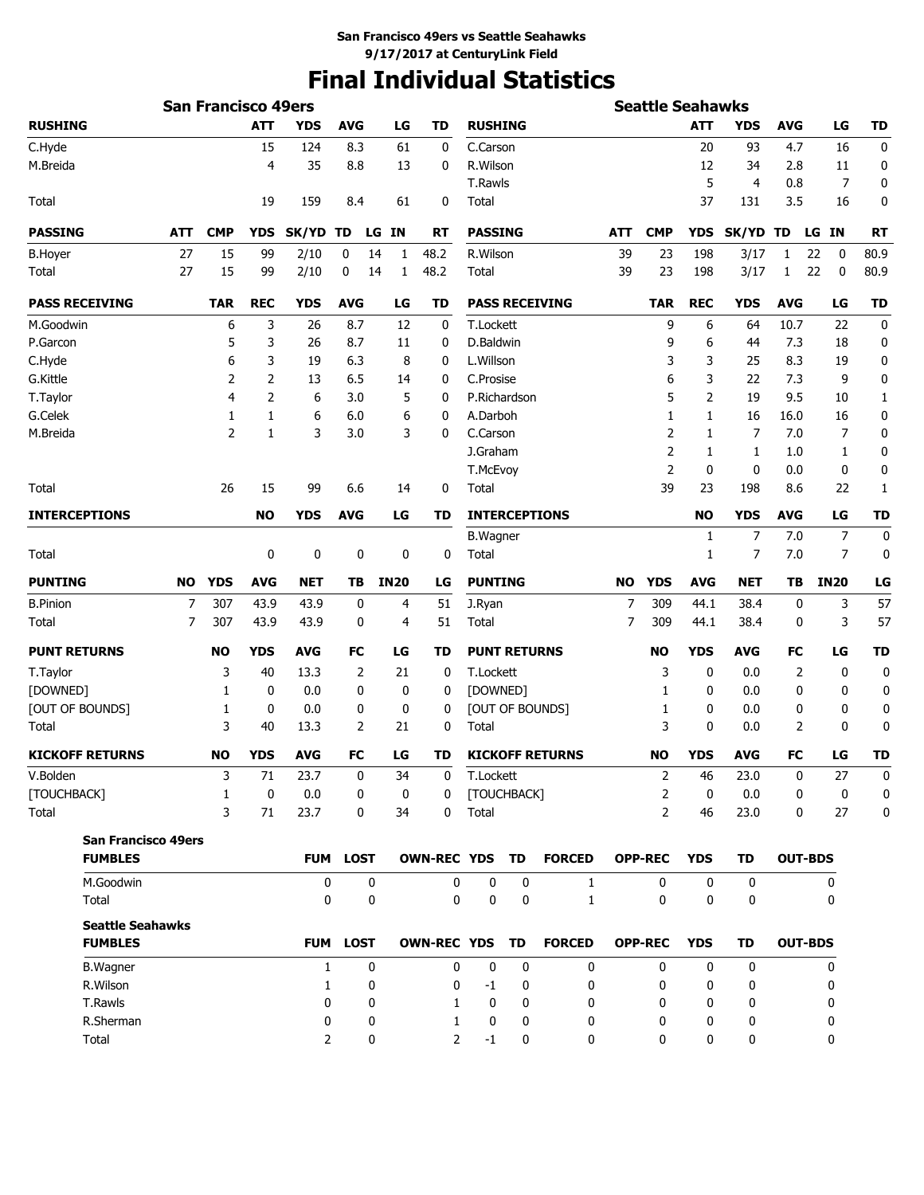**San Francisco 49ers vs Seattle Seahawks**
**9/17/2017 at CenturyLink Field**

# Final Individual Statistics

## San Francisco 49ers

| RUSHING | ATT | YDS | AVG | LG | TD |
|---|---|---|---|---|---|
| C.Hyde | 15 | 124 | 8.3 | 61 | 0 |
| M.Breida | 4 | 35 | 8.8 | 13 | 0 |
| Total | 19 | 159 | 8.4 | 61 | 0 |

| PASSING | ATT | CMP | YDS | SK/YD | TD | LG | IN | RT |
|---|---|---|---|---|---|---|---|---|
| B.Hoyer | 27 | 15 | 99 | 2/10 | 0 | 14 | 1 | 48.2 |
| Total | 27 | 15 | 99 | 2/10 | 0 | 14 | 1 | 48.2 |

| PASS RECEIVING | TAR | REC | YDS | AVG | LG | TD |
|---|---|---|---|---|---|---|
| M.Goodwin | 6 | 3 | 26 | 8.7 | 12 | 0 |
| P.Garcon | 5 | 3 | 26 | 8.7 | 11 | 0 |
| C.Hyde | 6 | 3 | 19 | 6.3 | 8 | 0 |
| G.Kittle | 2 | 2 | 13 | 6.5 | 14 | 0 |
| T.Taylor | 4 | 2 | 6 | 3.0 | 5 | 0 |
| G.Celek | 1 | 1 | 6 | 6.0 | 6 | 0 |
| M.Breida | 2 | 1 | 3 | 3.0 | 3 | 0 |
| Total | 26 | 15 | 99 | 6.6 | 14 | 0 |

| INTERCEPTIONS | NO | YDS | AVG | LG | TD |
|---|---|---|---|---|---|
| Total | 0 | 0 | 0 | 0 | 0 |

| PUNTING | NO | YDS | AVG | NET | TB | IN20 | LG |
|---|---|---|---|---|---|---|---|
| B.Pinion | 7 | 307 | 43.9 | 43.9 | 0 | 4 | 51 |
| Total | 7 | 307 | 43.9 | 43.9 | 0 | 4 | 51 |

| PUNT RETURNS | NO | YDS | AVG | FC | LG | TD |
|---|---|---|---|---|---|---|
| T.Taylor | 3 | 40 | 13.3 | 2 | 21 | 0 |
| [DOWNED] | 1 | 0 | 0.0 | 0 | 0 | 0 |
| [OUT OF BOUNDS] | 1 | 0 | 0.0 | 0 | 0 | 0 |
| Total | 3 | 40 | 13.3 | 2 | 21 | 0 |

| KICKOFF RETURNS | NO | YDS | AVG | FC | LG | TD |
|---|---|---|---|---|---|---|
| V.Bolden | 3 | 71 | 23.7 | 0 | 34 | 0 |
| [TOUCHBACK] | 1 | 0 | 0.0 | 0 | 0 | 0 |
| Total | 3 | 71 | 23.7 | 0 | 34 | 0 |

## Seattle Seahawks

| RUSHING | ATT | YDS | AVG | LG | TD |
|---|---|---|---|---|---|
| C.Carson | 20 | 93 | 4.7 | 16 | 0 |
| R.Wilson | 12 | 34 | 2.8 | 11 | 0 |
| T.Rawls | 5 | 4 | 0.8 | 7 | 0 |
| Total | 37 | 131 | 3.5 | 16 | 0 |

| PASSING | ATT | CMP | YDS | SK/YD | TD | LG | IN | RT |
|---|---|---|---|---|---|---|---|---|
| R.Wilson | 39 | 23 | 198 | 3/17 | 1 | 22 | 0 | 80.9 |
| Total | 39 | 23 | 198 | 3/17 | 1 | 22 | 0 | 80.9 |

| PASS RECEIVING | TAR | REC | YDS | AVG | LG | TD |
|---|---|---|---|---|---|---|
| T.Lockett | 9 | 6 | 64 | 10.7 | 22 | 0 |
| D.Baldwin | 9 | 6 | 44 | 7.3 | 18 | 0 |
| L.Willson | 3 | 3 | 25 | 8.3 | 19 | 0 |
| C.Prosise | 6 | 3 | 22 | 7.3 | 9 | 0 |
| P.Richardson | 5 | 2 | 19 | 9.5 | 10 | 1 |
| A.Darboh | 1 | 1 | 16 | 16.0 | 16 | 0 |
| C.Carson | 2 | 1 | 7 | 7.0 | 7 | 0 |
| J.Graham | 2 | 1 | 1 | 1.0 | 1 | 0 |
| T.McEvoy | 2 | 0 | 0 | 0.0 | 0 | 0 |
| Total | 39 | 23 | 198 | 8.6 | 22 | 1 |

| INTERCEPTIONS | NO | YDS | AVG | LG | TD |
|---|---|---|---|---|---|
| B.Wagner | 1 | 7 | 7.0 | 7 | 0 |
| Total | 1 | 7 | 7.0 | 7 | 0 |

| PUNTING | NO | YDS | AVG | NET | TB | IN20 | LG |
|---|---|---|---|---|---|---|---|
| J.Ryan | 7 | 309 | 44.1 | 38.4 | 0 | 3 | 57 |
| Total | 7 | 309 | 44.1 | 38.4 | 0 | 3 | 57 |

| PUNT RETURNS | NO | YDS | AVG | FC | LG | TD |
|---|---|---|---|---|---|---|
| T.Lockett | 3 | 0 | 0.0 | 2 | 0 | 0 |
| [DOWNED] | 1 | 0 | 0.0 | 0 | 0 | 0 |
| [OUT OF BOUNDS] | 1 | 0 | 0.0 | 0 | 0 | 0 |
| Total | 3 | 0 | 0.0 | 2 | 0 | 0 |

| KICKOFF RETURNS | NO | YDS | AVG | FC | LG | TD |
|---|---|---|---|---|---|---|
| T.Lockett | 2 | 46 | 23.0 | 0 | 27 | 0 |
| [TOUCHBACK] | 2 | 0 | 0.0 | 0 | 0 | 0 |
| Total | 2 | 46 | 23.0 | 0 | 27 | 0 |

## San Francisco 49ers Fumbles

| FUMBLES | FUM | LOST | OWN-REC | YDS | TD | FORCED | OPP-REC | YDS | TD | OUT-BDS |
|---|---|---|---|---|---|---|---|---|---|---|
| M.Goodwin | 0 | 0 | 0 | 0 | 0 | 1 | 0 | 0 | 0 | 0 |
| Total | 0 | 0 | 0 | 0 | 0 | 1 | 0 | 0 | 0 | 0 |

## Seattle Seahawks Fumbles

| FUMBLES | FUM | LOST | OWN-REC | YDS | TD | FORCED | OPP-REC | YDS | TD | OUT-BDS |
|---|---|---|---|---|---|---|---|---|---|---|
| B.Wagner | 1 | 0 | 0 | 0 | 0 | 0 | 0 | 0 | 0 | 0 |
| R.Wilson | 1 | 0 | 0 | -1 | 0 | 0 | 0 | 0 | 0 | 0 |
| T.Rawls | 0 | 0 | 1 | 0 | 0 | 0 | 0 | 0 | 0 | 0 |
| R.Sherman | 0 | 0 | 1 | 0 | 0 | 0 | 0 | 0 | 0 | 0 |
| Total | 2 | 0 | 2 | -1 | 0 | 0 | 0 | 0 | 0 | 0 |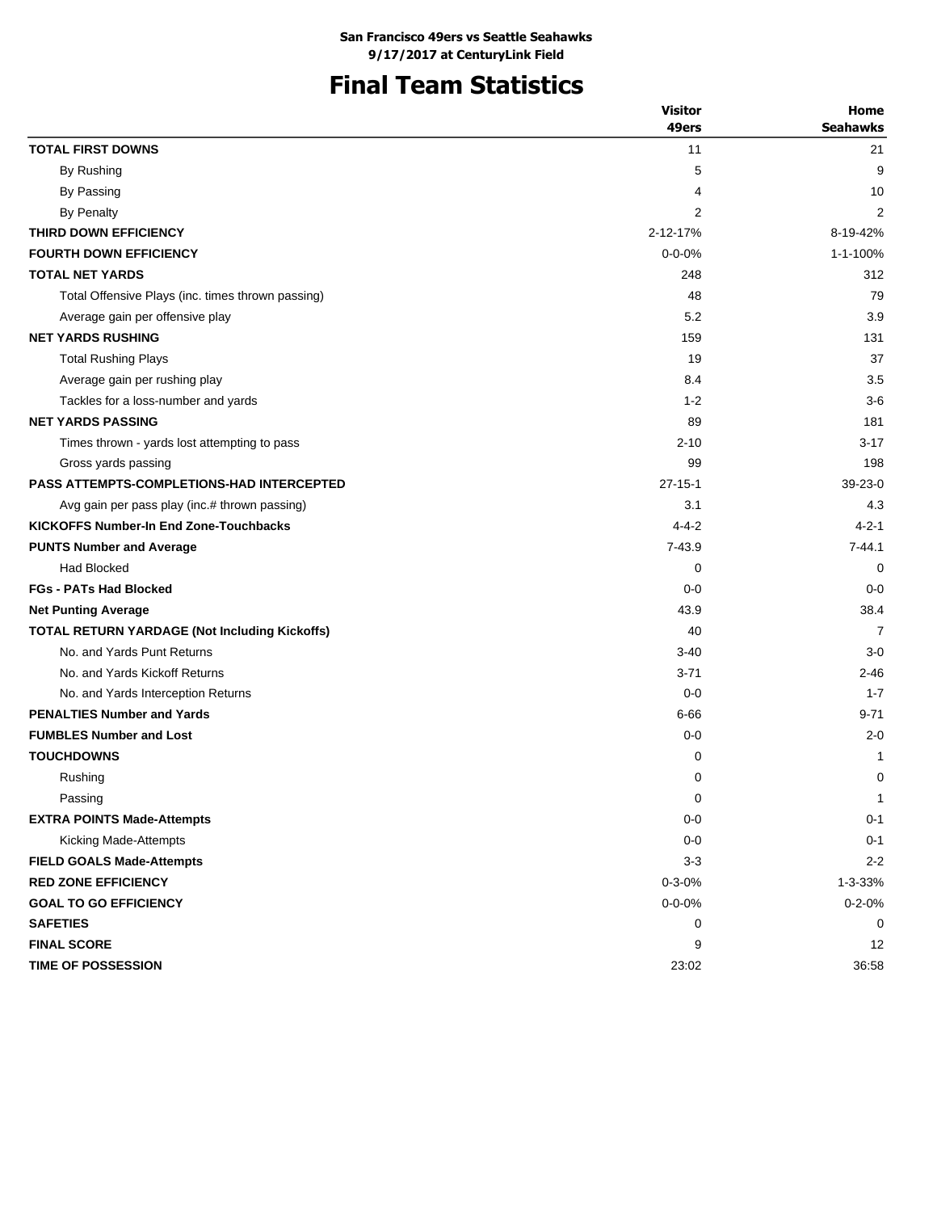**San Francisco 49ers vs Seattle Seahawks**
**9/17/2017 at CenturyLink Field**

# Final Team Statistics

| | Visitor 49ers | Home Seahawks |
|---|---|---|
| **TOTAL FIRST DOWNS** | 11 | 21 |
| By Rushing | 5 | 9 |
| By Passing | 4 | 10 |
| By Penalty | 2 | 2 |
| **THIRD DOWN EFFICIENCY** | 2-12-17% | 8-19-42% |
| **FOURTH DOWN EFFICIENCY** | 0-0-0% | 1-1-100% |
| **TOTAL NET YARDS** | 248 | 312 |
| Total Offensive Plays (inc. times thrown passing) | 48 | 79 |
| Average gain per offensive play | 5.2 | 3.9 |
| **NET YARDS RUSHING** | 159 | 131 |
| Total Rushing Plays | 19 | 37 |
| Average gain per rushing play | 8.4 | 3.5 |
| Tackles for a loss-number and yards | 1-2 | 3-6 |
| **NET YARDS PASSING** | 89 | 181 |
| Times thrown - yards lost attempting to pass | 2-10 | 3-17 |
| Gross yards passing | 99 | 198 |
| **PASS ATTEMPTS-COMPLETIONS-HAD INTERCEPTED** | 27-15-1 | 39-23-0 |
| Avg gain per pass play (inc.# thrown passing) | 3.1 | 4.3 |
| **KICKOFFS Number-In End Zone-Touchbacks** | 4-4-2 | 4-2-1 |
| **PUNTS Number and Average** | 7-43.9 | 7-44.1 |
| Had Blocked | 0 | 0 |
| **FGs - PATs Had Blocked** | 0-0 | 0-0 |
| **Net Punting Average** | 43.9 | 38.4 |
| **TOTAL RETURN YARDAGE (Not Including Kickoffs)** | 40 | 7 |
| No. and Yards Punt Returns | 3-40 | 3-0 |
| No. and Yards Kickoff Returns | 3-71 | 2-46 |
| No. and Yards Interception Returns | 0-0 | 1-7 |
| **PENALTIES Number and Yards** | 6-66 | 9-71 |
| **FUMBLES Number and Lost** | 0-0 | 2-0 |
| **TOUCHDOWNS** | 0 | 1 |
| Rushing | 0 | 0 |
| Passing | 0 | 1 |
| **EXTRA POINTS Made-Attempts** | 0-0 | 0-1 |
| Kicking Made-Attempts | 0-0 | 0-1 |
| **FIELD GOALS Made-Attempts** | 3-3 | 2-2 |
| **RED ZONE EFFICIENCY** | 0-3-0% | 1-3-33% |
| **GOAL TO GO EFFICIENCY** | 0-0-0% | 0-2-0% |
| **SAFETIES** | 0 | 0 |
| **FINAL SCORE** | 9 | 12 |
| **TIME OF POSSESSION** | 23:02 | 36:58 |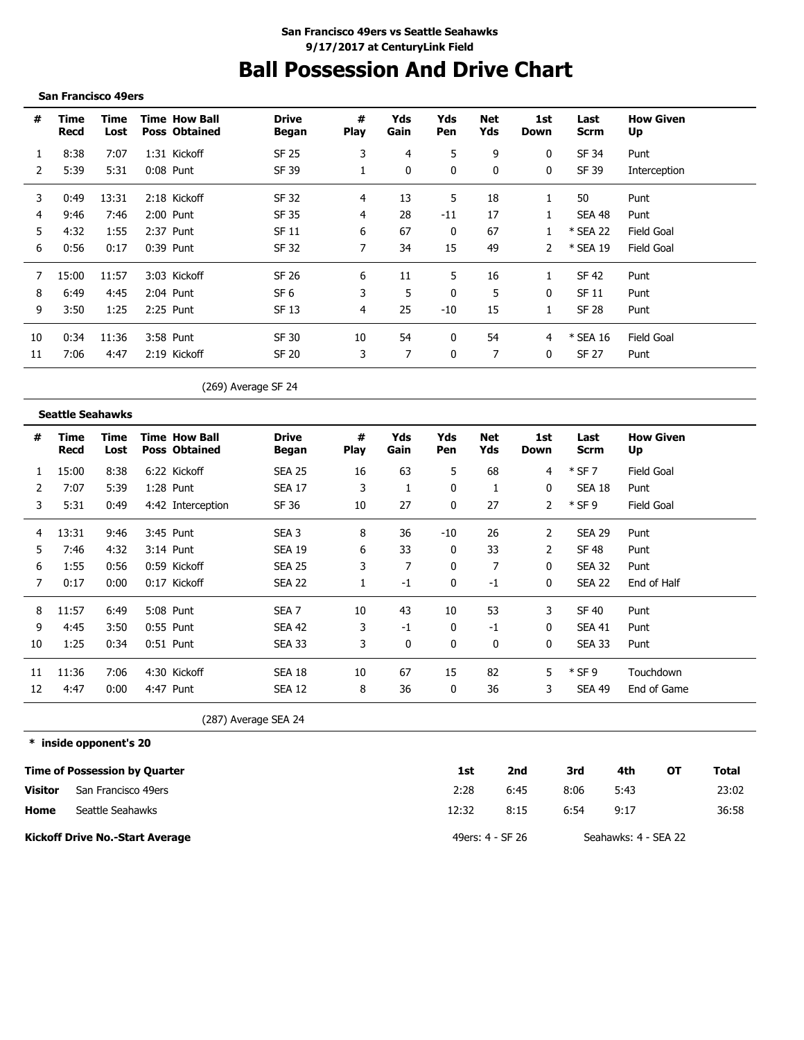**San Francisco 49ers vs Seattle Seahawks**
**9/17/2017 at CenturyLink Field**

# Ball Possession And Drive Chart

**San Francisco 49ers**

| # | Time Recd | Time Lost | Time Poss | How Ball Obtained | Drive Began | # Play | Yds Gain | Yds Pen | Net Yds | 1st Down | Last Scrm | How Given Up |
|---|---|---|---|---|---|---|---|---|---|---|---|---|
| 1 | 8:38 | 7:07 | 1:31 | Kickoff | SF 25 | 3 | 4 | 5 | 9 | 0 | SF 34 | Punt |
| 2 | 5:39 | 5:31 | 0:08 | Punt | SF 39 | 1 | 0 | 0 | 0 | 0 | SF 39 | Interception |
| 3 | 0:49 | 13:31 | 2:18 | Kickoff | SF 32 | 4 | 13 | 5 | 18 | 1 | 50 | Punt |
| 4 | 9:46 | 7:46 | 2:00 | Punt | SF 35 | 4 | 28 | -11 | 17 | 1 | SEA 48 | Punt |
| 5 | 4:32 | 1:55 | 2:37 | Punt | SF 11 | 6 | 67 | 0 | 67 | 1 | * SEA 22 | Field Goal |
| 6 | 0:56 | 0:17 | 0:39 | Punt | SF 32 | 7 | 34 | 15 | 49 | 2 | * SEA 19 | Field Goal |
| 7 | 15:00 | 11:57 | 3:03 | Kickoff | SF 26 | 6 | 11 | 5 | 16 | 1 | SF 42 | Punt |
| 8 | 6:49 | 4:45 | 2:04 | Punt | SF 6 | 3 | 5 | 0 | 5 | 0 | SF 11 | Punt |
| 9 | 3:50 | 1:25 | 2:25 | Punt | SF 13 | 4 | 25 | -10 | 15 | 1 | SF 28 | Punt |
| 10 | 0:34 | 11:36 | 3:58 | Punt | SF 30 | 10 | 54 | 0 | 54 | 4 | * SEA 16 | Field Goal |
| 11 | 7:06 | 4:47 | 2:19 | Kickoff | SF 20 | 3 | 7 | 0 | 7 | 0 | SF 27 | Punt |

(269) Average SF 24

**Seattle Seahawks**

| # | Time Recd | Time Lost | Time Poss | How Ball Obtained | Drive Began | # Play | Yds Gain | Yds Pen | Net Yds | 1st Down | Last Scrm | How Given Up |
|---|---|---|---|---|---|---|---|---|---|---|---|---|
| 1 | 15:00 | 8:38 | 6:22 | Kickoff | SEA 25 | 16 | 63 | 5 | 68 | 4 | * SF 7 | Field Goal |
| 2 | 7:07 | 5:39 | 1:28 | Punt | SEA 17 | 3 | 1 | 0 | 1 | 0 | SEA 18 | Punt |
| 3 | 5:31 | 0:49 | 4:42 | Interception | SF 36 | 10 | 27 | 0 | 27 | 2 | * SF 9 | Field Goal |
| 4 | 13:31 | 9:46 | 3:45 | Punt | SEA 3 | 8 | 36 | -10 | 26 | 2 | SEA 29 | Punt |
| 5 | 7:46 | 4:32 | 3:14 | Punt | SEA 19 | 6 | 33 | 0 | 33 | 2 | SF 48 | Punt |
| 6 | 1:55 | 0:56 | 0:59 | Kickoff | SEA 25 | 3 | 7 | 0 | 7 | 0 | SEA 32 | Punt |
| 7 | 0:17 | 0:00 | 0:17 | Kickoff | SEA 22 | 1 | -1 | 0 | -1 | 0 | SEA 22 | End of Half |
| 8 | 11:57 | 6:49 | 5:08 | Punt | SEA 7 | 10 | 43 | 10 | 53 | 3 | SF 40 | Punt |
| 9 | 4:45 | 3:50 | 0:55 | Punt | SEA 42 | 3 | -1 | 0 | -1 | 0 | SEA 41 | Punt |
| 10 | 1:25 | 0:34 | 0:51 | Punt | SEA 33 | 3 | 0 | 0 | 0 | 0 | SEA 33 | Punt |
| 11 | 11:36 | 7:06 | 4:30 | Kickoff | SEA 18 | 10 | 67 | 15 | 82 | 5 | * SF 9 | Touchdown |
| 12 | 4:47 | 0:00 | 4:47 | Punt | SEA 12 | 8 | 36 | 0 | 36 | 3 | SEA 49 | End of Game |

(287) Average SEA 24

**\* inside opponent's 20**

| Time of Possession by Quarter | | 1st | 2nd | 3rd | 4th | OT | Total |
|---|---|---|---|---|---|---|---|
| **Visitor** | San Francisco 49ers | 2:28 | 6:45 | 8:06 | 5:43 | | 23:02 |
| **Home** | Seattle Seahawks | 12:32 | 8:15 | 6:54 | 9:17 | | 36:58 |

**Kickoff Drive No.-Start Average** 49ers: 4 - SF 26 Seahawks: 4 - SEA 22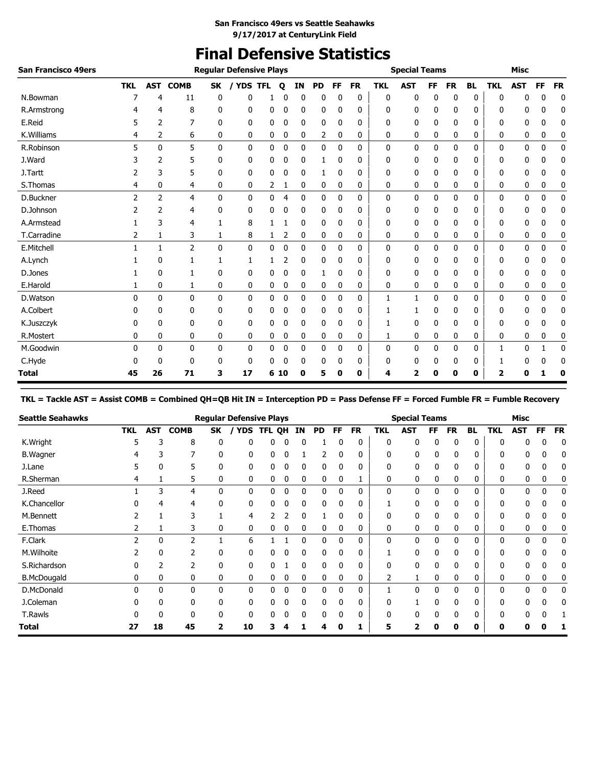**San Francisco 49ers vs Seattle Seahawks**
**9/17/2017 at CenturyLink Field**

# Final Defensive Statistics

| San Francisco 49ers | Regular Defensive Plays | | | | | | | | | | | Special Teams | | | | | | Misc | | | |
|---|---|---|---|---|---|---|---|---|---|---|---|---|---|---|---|---|---|---|---|---|---|
| | TKL | AST | COMB | SK | / YDS | TFL | Q | IN | PD | FF | FR | TKL | AST | FF | FR | BL | | TKL | AST | FF | FR |
| N.Bowman | 7 | 4 | 11 | 0 | 0 | 1 | 0 | 0 | 0 | 0 | 0 | 0 | 0 | 0 | 0 | 0 | | 0 | 0 | 0 | 0 |
| R.Armstrong | 4 | 4 | 8 | 0 | 0 | 0 | 0 | 0 | 0 | 0 | 0 | 0 | 0 | 0 | 0 | 0 | | 0 | 0 | 0 | 0 |
| E.Reid | 5 | 2 | 7 | 0 | 0 | 0 | 0 | 0 | 0 | 0 | 0 | 0 | 0 | 0 | 0 | 0 | | 0 | 0 | 0 | 0 |
| K.Williams | 4 | 2 | 6 | 0 | 0 | 0 | 0 | 0 | 2 | 0 | 0 | 0 | 0 | 0 | 0 | 0 | | 0 | 0 | 0 | 0 |
| R.Robinson | 5 | 0 | 5 | 0 | 0 | 0 | 0 | 0 | 0 | 0 | 0 | 0 | 0 | 0 | 0 | 0 | | 0 | 0 | 0 | 0 |
| J.Ward | 3 | 2 | 5 | 0 | 0 | 0 | 0 | 0 | 1 | 0 | 0 | 0 | 0 | 0 | 0 | 0 | | 0 | 0 | 0 | 0 |
| J.Tartt | 2 | 3 | 5 | 0 | 0 | 0 | 0 | 0 | 1 | 0 | 0 | 0 | 0 | 0 | 0 | 0 | | 0 | 0 | 0 | 0 |
| S.Thomas | 4 | 0 | 4 | 0 | 0 | 2 | 1 | 0 | 0 | 0 | 0 | 0 | 0 | 0 | 0 | 0 | | 0 | 0 | 0 | 0 |
| D.Buckner | 2 | 2 | 4 | 0 | 0 | 0 | 4 | 0 | 0 | 0 | 0 | 0 | 0 | 0 | 0 | 0 | | 0 | 0 | 0 | 0 |
| D.Johnson | 2 | 2 | 4 | 0 | 0 | 0 | 0 | 0 | 0 | 0 | 0 | 0 | 0 | 0 | 0 | 0 | | 0 | 0 | 0 | 0 |
| A.Armstead | 1 | 3 | 4 | 1 | 8 | 1 | 1 | 0 | 0 | 0 | 0 | 0 | 0 | 0 | 0 | 0 | | 0 | 0 | 0 | 0 |
| T.Carradine | 2 | 1 | 3 | 1 | 8 | 1 | 2 | 0 | 0 | 0 | 0 | 0 | 0 | 0 | 0 | 0 | | 0 | 0 | 0 | 0 |
| E.Mitchell | 1 | 1 | 2 | 0 | 0 | 0 | 0 | 0 | 0 | 0 | 0 | 0 | 0 | 0 | 0 | 0 | | 0 | 0 | 0 | 0 |
| A.Lynch | 1 | 0 | 1 | 1 | 1 | 1 | 2 | 0 | 0 | 0 | 0 | 0 | 0 | 0 | 0 | 0 | | 0 | 0 | 0 | 0 |
| D.Jones | 1 | 0 | 1 | 0 | 0 | 0 | 0 | 0 | 1 | 0 | 0 | 0 | 0 | 0 | 0 | 0 | | 0 | 0 | 0 | 0 |
| E.Harold | 1 | 0 | 1 | 0 | 0 | 0 | 0 | 0 | 0 | 0 | 0 | 0 | 0 | 0 | 0 | 0 | | 0 | 0 | 0 | 0 |
| D.Watson | 0 | 0 | 0 | 0 | 0 | 0 | 0 | 0 | 0 | 0 | 0 | 1 | 1 | 0 | 0 | 0 | | 0 | 0 | 0 | 0 |
| A.Colbert | 0 | 0 | 0 | 0 | 0 | 0 | 0 | 0 | 0 | 0 | 0 | 1 | 1 | 0 | 0 | 0 | | 0 | 0 | 0 | 0 |
| K.Juszczyk | 0 | 0 | 0 | 0 | 0 | 0 | 0 | 0 | 0 | 0 | 0 | 1 | 0 | 0 | 0 | 0 | | 0 | 0 | 0 | 0 |
| R.Mostert | 0 | 0 | 0 | 0 | 0 | 0 | 0 | 0 | 0 | 0 | 0 | 1 | 0 | 0 | 0 | 0 | | 0 | 0 | 0 | 0 |
| M.Goodwin | 0 | 0 | 0 | 0 | 0 | 0 | 0 | 0 | 0 | 0 | 0 | 0 | 0 | 0 | 0 | 0 | | 1 | 0 | 1 | 0 |
| C.Hyde | 0 | 0 | 0 | 0 | 0 | 0 | 0 | 0 | 0 | 0 | 0 | 0 | 0 | 0 | 0 | 0 | | 1 | 0 | 0 | 0 |
| **Total** | **45** | **26** | **71** | **3** | **17** | **6** | **10** | **0** | **5** | **0** | **0** | **4** | **2** | **0** | **0** | **0** | | **2** | **0** | **1** | **0** |

**TKL = Tackle AST = Assist COMB = Combined QH=QB Hit IN = Interception PD = Pass Defense FF = Forced Fumble FR = Fumble Recovery**

| Seattle Seahawks | Regular Defensive Plays | | | | | | | | | | | Special Teams | | | | | | Misc | | | |
|---|---|---|---|---|---|---|---|---|---|---|---|---|---|---|---|---|---|---|---|---|---|
| | TKL | AST | COMB | SK | / YDS | TFL | QH | IN | PD | FF | FR | TKL | AST | FF | FR | BL | | TKL | AST | FF | FR |
| K.Wright | 5 | 3 | 8 | 0 | 0 | 0 | 0 | 0 | 1 | 0 | 0 | 0 | 0 | 0 | 0 | 0 | | 0 | 0 | 0 | 0 |
| B.Wagner | 4 | 3 | 7 | 0 | 0 | 0 | 0 | 1 | 2 | 0 | 0 | 0 | 0 | 0 | 0 | 0 | | 0 | 0 | 0 | 0 |
| J.Lane | 5 | 0 | 5 | 0 | 0 | 0 | 0 | 0 | 0 | 0 | 0 | 0 | 0 | 0 | 0 | 0 | | 0 | 0 | 0 | 0 |
| R.Sherman | 4 | 1 | 5 | 0 | 0 | 0 | 0 | 0 | 0 | 0 | 1 | 0 | 0 | 0 | 0 | 0 | | 0 | 0 | 0 | 0 |
| J.Reed | 1 | 3 | 4 | 0 | 0 | 0 | 0 | 0 | 0 | 0 | 0 | 0 | 0 | 0 | 0 | 0 | | 0 | 0 | 0 | 0 |
| K.Chancellor | 0 | 4 | 4 | 0 | 0 | 0 | 0 | 0 | 0 | 0 | 0 | 1 | 0 | 0 | 0 | 0 | | 0 | 0 | 0 | 0 |
| M.Bennett | 2 | 1 | 3 | 1 | 4 | 2 | 2 | 0 | 1 | 0 | 0 | 0 | 0 | 0 | 0 | 0 | | 0 | 0 | 0 | 0 |
| E.Thomas | 2 | 1 | 3 | 0 | 0 | 0 | 0 | 0 | 0 | 0 | 0 | 0 | 0 | 0 | 0 | 0 | | 0 | 0 | 0 | 0 |
| F.Clark | 2 | 0 | 2 | 1 | 6 | 1 | 1 | 0 | 0 | 0 | 0 | 0 | 0 | 0 | 0 | 0 | | 0 | 0 | 0 | 0 |
| M.Wilhoite | 2 | 0 | 2 | 0 | 0 | 0 | 0 | 0 | 0 | 0 | 0 | 1 | 0 | 0 | 0 | 0 | | 0 | 0 | 0 | 0 |
| S.Richardson | 0 | 2 | 2 | 0 | 0 | 0 | 1 | 0 | 0 | 0 | 0 | 0 | 0 | 0 | 0 | 0 | | 0 | 0 | 0 | 0 |
| B.McDougald | 0 | 0 | 0 | 0 | 0 | 0 | 0 | 0 | 0 | 0 | 0 | 2 | 1 | 0 | 0 | 0 | | 0 | 0 | 0 | 0 |
| D.McDonald | 0 | 0 | 0 | 0 | 0 | 0 | 0 | 0 | 0 | 0 | 0 | 1 | 0 | 0 | 0 | 0 | | 0 | 0 | 0 | 0 |
| J.Coleman | 0 | 0 | 0 | 0 | 0 | 0 | 0 | 0 | 0 | 0 | 0 | 0 | 1 | 0 | 0 | 0 | | 0 | 0 | 0 | 0 |
| T.Rawls | 0 | 0 | 0 | 0 | 0 | 0 | 0 | 0 | 0 | 0 | 0 | 0 | 0 | 0 | 0 | 0 | | 0 | 0 | 0 | 1 |
| **Total** | **27** | **18** | **45** | **2** | **10** | **3** | **4** | **1** | **4** | **0** | **1** | **5** | **2** | **0** | **0** | **0** | | **0** | **0** | **0** | **1** |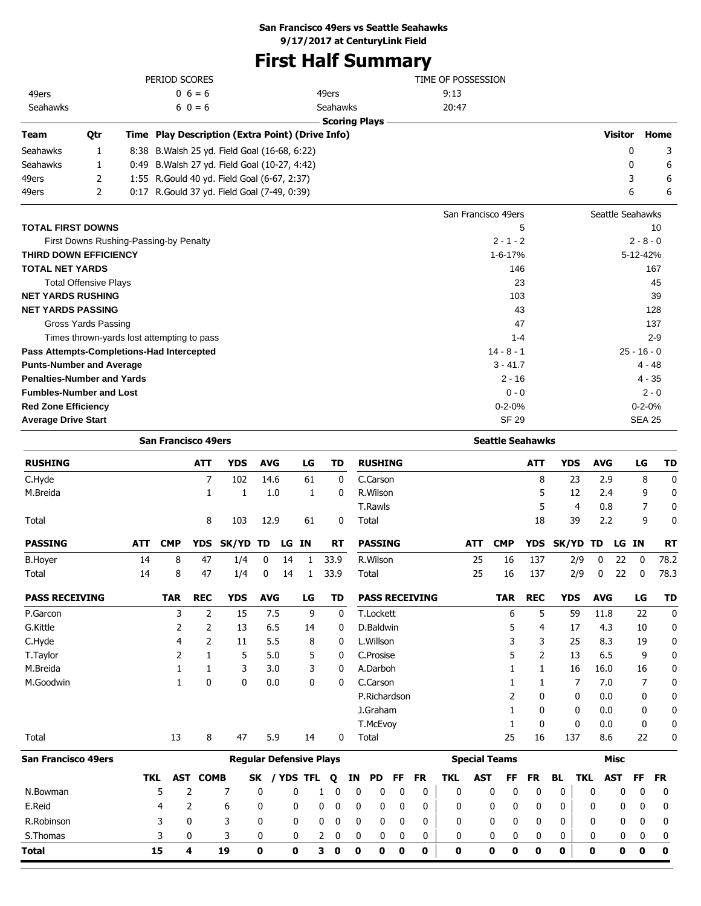**San Francisco 49ers vs Seattle Seahawks**
**9/17/2017 at CenturyLink Field**

# First Half Summary

| PERIOD SCORES | | | TIME OF POSSESSION | |
|---|---|---|---|---|
| 49ers | 0 6 = 6 | | 49ers | 9:13 |
| Seahawks | 6 0 = 6 | | Seahawks | 20:47 |

**Scoring Plays**

| Team | Qtr | Time | Play Description (Extra Point) (Drive Info) | Visitor | Home |
|---|---|---|---|---|---|
| Seahawks | 1 | 8:38 | B.Walsh 25 yd. Field Goal (16-68, 6:22) | 0 | 3 |
| Seahawks | 1 | 0:49 | B.Walsh 27 yd. Field Goal (10-27, 4:42) | 0 | 6 |
| 49ers | 2 | 1:55 | R.Gould 40 yd. Field Goal (6-67, 2:37) | 3 | 6 |
| 49ers | 2 | 0:17 | R.Gould 37 yd. Field Goal (7-49, 0:39) | 6 | 6 |

| | San Francisco 49ers | Seattle Seahawks |
|---|---|---|
| **TOTAL FIRST DOWNS** | 5 | 10 |
| First Downs Rushing-Passing-by Penalty | 2 - 1 - 2 | 2 - 8 - 0 |
| **THIRD DOWN EFFICIENCY** | 1-6-17% | 5-12-42% |
| **TOTAL NET YARDS** | 146 | 167 |
| Total Offensive Plays | 23 | 45 |
| **NET YARDS RUSHING** | 103 | 39 |
| **NET YARDS PASSING** | 43 | 128 |
| Gross Yards Passing | 47 | 137 |
| Times thrown-yards lost attempting to pass | 1-4 | 2-9 |
| **Pass Attempts-Completions-Had Intercepted** | 14 - 8 - 1 | 25 - 16 - 0 |
| **Punts-Number and Average** | 3 - 41.7 | 4 - 48 |
| **Penalties-Number and Yards** | 2 - 16 | 4 - 35 |
| **Fumbles-Number and Lost** | 0 - 0 | 2 - 0 |
| **Red Zone Efficiency** | 0-2-0% | 0-2-0% |
| **Average Drive Start** | SF 29 | SEA 25 |

## San Francisco 49ers

| RUSHING | ATT | YDS | AVG | LG | TD |
|---|---|---|---|---|---|
| C.Hyde | 7 | 102 | 14.6 | 61 | 0 |
| M.Breida | 1 | 1 | 1.0 | 1 | 0 |
| Total | 8 | 103 | 12.9 | 61 | 0 |

| PASSING | ATT | CMP | YDS | SK/YD | TD | LG | IN | RT |
|---|---|---|---|---|---|---|---|---|
| B.Hoyer | 14 | 8 | 47 | 1/4 | 0 | 14 | 1 | 33.9 |
| Total | 14 | 8 | 47 | 1/4 | 0 | 14 | 1 | 33.9 |

| PASS RECEIVING | TAR | REC | YDS | AVG | LG | TD |
|---|---|---|---|---|---|---|
| P.Garcon | 3 | 2 | 15 | 7.5 | 9 | 0 |
| G.Kittle | 2 | 2 | 13 | 6.5 | 14 | 0 |
| C.Hyde | 4 | 2 | 11 | 5.5 | 8 | 0 |
| T.Taylor | 2 | 1 | 5 | 5.0 | 5 | 0 |
| M.Breida | 1 | 1 | 3 | 3.0 | 3 | 0 |
| M.Goodwin | 1 | 0 | 0 | 0.0 | 0 | 0 |
| Total | 13 | 8 | 47 | 5.9 | 14 | 0 |

## Seattle Seahawks

| RUSHING | ATT | YDS | AVG | LG | TD |
|---|---|---|---|---|---|
| C.Carson | 8 | 23 | 2.9 | 8 | 0 |
| R.Wilson | 5 | 12 | 2.4 | 9 | 0 |
| T.Rawls | 5 | 4 | 0.8 | 7 | 0 |
| Total | 18 | 39 | 2.2 | 9 | 0 |

| PASSING | ATT | CMP | YDS | SK/YD | TD | LG | IN | RT |
|---|---|---|---|---|---|---|---|---|
| R.Wilson | 25 | 16 | 137 | 2/9 | 0 | 22 | 0 | 78.2 |
| Total | 25 | 16 | 137 | 2/9 | 0 | 22 | 0 | 78.3 |

| PASS RECEIVING | TAR | REC | YDS | AVG | LG | TD |
|---|---|---|---|---|---|---|
| T.Lockett | 6 | 5 | 59 | 11.8 | 22 | 0 |
| D.Baldwin | 5 | 4 | 17 | 4.3 | 10 | 0 |
| L.Willson | 3 | 3 | 25 | 8.3 | 19 | 0 |
| C.Prosise | 5 | 2 | 13 | 6.5 | 9 | 0 |
| A.Darboh | 1 | 1 | 16 | 16.0 | 16 | 0 |
| C.Carson | 1 | 1 | 7 | 7.0 | 7 | 0 |
| P.Richardson | 2 | 0 | 0 | 0.0 | 0 | 0 |
| J.Graham | 1 | 0 | 0 | 0.0 | 0 | 0 |
| T.McEvoy | 1 | 0 | 0 | 0.0 | 0 | 0 |
| Total | 25 | 16 | 137 | 8.6 | 22 | 0 |

## San Francisco 49ers Defense

| | Regular Defensive Plays | | | | | | | | | | | Special Teams | | | | | Misc | | | |
|---|---|---|---|---|---|---|---|---|---|---|---|---|---|---|---|---|---|---|---|---|
| | TKL | AST | COMB | SK | / YDS | TFL | Q | IN | PD | FF | FR | TKL | AST | FF | FR | BL | TKL | AST | FF | FR |
| N.Bowman | 5 | 2 | 7 | 0 | 0 | 1 | 0 | 0 | 0 | 0 | 0 | 0 | 0 | 0 | 0 | 0 | 0 | 0 | 0 | 0 |
| E.Reid | 4 | 2 | 6 | 0 | 0 | 0 | 0 | 0 | 0 | 0 | 0 | 0 | 0 | 0 | 0 | 0 | 0 | 0 | 0 | 0 |
| R.Robinson | 3 | 0 | 3 | 0 | 0 | 0 | 0 | 0 | 0 | 0 | 0 | 0 | 0 | 0 | 0 | 0 | 0 | 0 | 0 | 0 |
| S.Thomas | 3 | 0 | 3 | 0 | 0 | 2 | 0 | 0 | 0 | 0 | 0 | 0 | 0 | 0 | 0 | 0 | 0 | 0 | 0 | 0 |
| **Total** | **15** | **4** | **19** | **0** | **0** | **3** | **0** | **0** | **0** | **0** | **0** | **0** | **0** | **0** | **0** | **0** | **0** | **0** | **0** | **0** |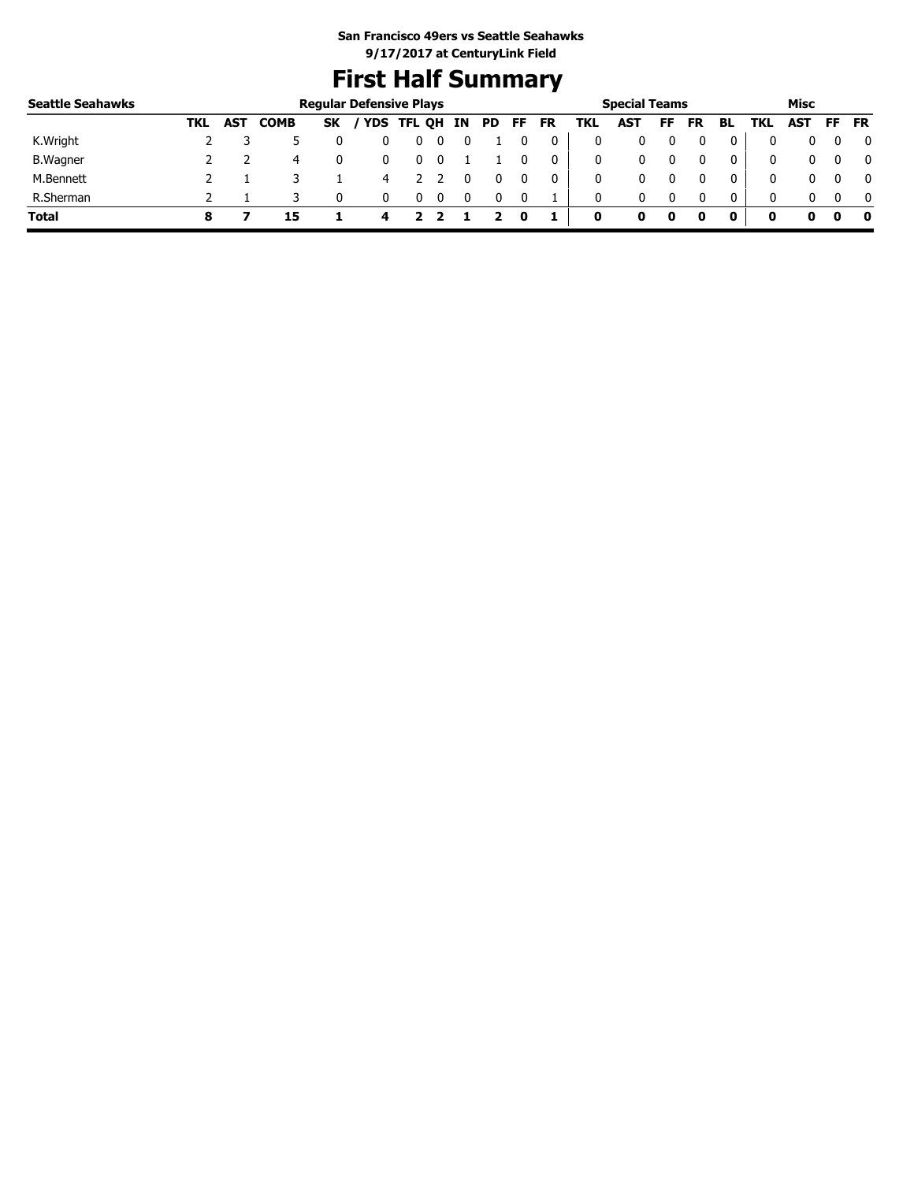**San Francisco 49ers vs Seattle Seahawks**
**9/17/2017 at CenturyLink Field**

# First Half Summary

| Seattle Seahawks | Regular Defensive Plays | | | | | | | | | | | Special Teams | | | | | Misc | | | |
|---|---|---|---|---|---|---|---|---|---|---|---|---|---|---|---|---|---|---|---|---|
| | TKL | AST | COMB | SK | / YDS | TFL | QH | IN | PD | FF | FR | TKL | AST | FF | FR | BL | TKL | AST | FF | FR |
| K.Wright | 2 | 3 | 5 | 0 | 0 | 0 | 0 | 0 | 1 | 0 | 0 | 0 | 0 | 0 | 0 | 0 | 0 | 0 | 0 | 0 |
| B.Wagner | 2 | 2 | 4 | 0 | 0 | 0 | 0 | 1 | 1 | 0 | 0 | 0 | 0 | 0 | 0 | 0 | 0 | 0 | 0 | 0 |
| M.Bennett | 2 | 1 | 3 | 1 | 4 | 2 | 2 | 0 | 0 | 0 | 0 | 0 | 0 | 0 | 0 | 0 | 0 | 0 | 0 | 0 |
| R.Sherman | 2 | 1 | 3 | 0 | 0 | 0 | 0 | 0 | 0 | 0 | 1 | 0 | 0 | 0 | 0 | 0 | 0 | 0 | 0 | 0 |
| **Total** | **8** | **7** | **15** | **1** | **4** | **2** | **2** | **1** | **2** | **0** | **1** | **0** | **0** | **0** | **0** | **0** | **0** | **0** | **0** | **0** |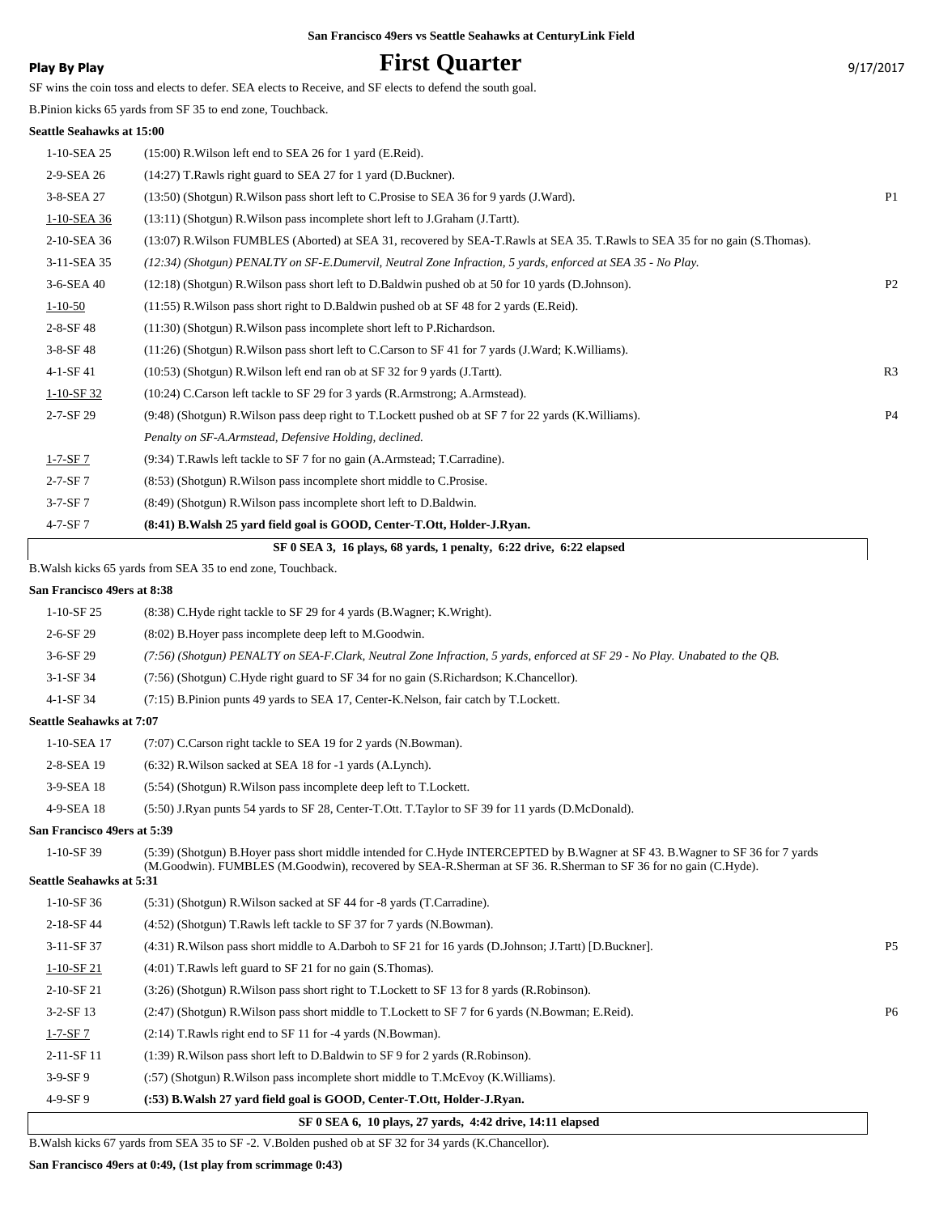San Francisco 49ers vs Seattle Seahawks at CenturyLink Field

**Play By Play**

# First Quarter

9/17/2017

SF wins the coin toss and elects to defer. SEA elects to Receive, and SF elects to defend the south goal.

B.Pinion kicks 65 yards from SF 35 to end zone, Touchback.

**Seattle Seahawks at 15:00**

| | | |
|---|---|---|
| 1-10-SEA 25 | (15:00) R.Wilson left end to SEA 26 for 1 yard (E.Reid). | |
| 2-9-SEA 26 | (14:27) T.Rawls right guard to SEA 27 for 1 yard (D.Buckner). | |
| 3-8-SEA 27 | (13:50) (Shotgun) R.Wilson pass short left to C.Prosise to SEA 36 for 9 yards (J.Ward). | P1 |
| 1-10-SEA 36 | (13:11) (Shotgun) R.Wilson pass incomplete short left to J.Graham (J.Tartt). | |
| 2-10-SEA 36 | (13:07) R.Wilson FUMBLES (Aborted) at SEA 31, recovered by SEA-T.Rawls at SEA 35. T.Rawls to SEA 35 for no gain (S.Thomas). | |
| 3-11-SEA 35 | *(12:34) (Shotgun) PENALTY on SEA-E.Dumervil, Neutral Zone Infraction, 5 yards, enforced at SEA 35 - No Play.* | |
| 3-6-SEA 40 | (12:18) (Shotgun) R.Wilson pass short left to D.Baldwin pushed ob at 50 for 10 yards (D.Johnson). | P2 |
| 1-10-50 | (11:55) R.Wilson pass short right to D.Baldwin pushed ob at SF 48 for 2 yards (E.Reid). | |
| 2-8-SF 48 | (11:30) (Shotgun) R.Wilson pass incomplete short left to P.Richardson. | |
| 3-8-SF 48 | (11:26) (Shotgun) R.Wilson pass short left to C.Carson to SF 41 for 7 yards (J.Ward; K.Williams). | |
| 4-1-SF 41 | (10:53) (Shotgun) R.Wilson left end ran ob at SF 32 for 9 yards (J.Tartt). | R3 |
| 1-10-SF 32 | (10:24) C.Carson left tackle to SF 29 for 3 yards (R.Armstrong; A.Armstead). | |
| 2-7-SF 29 | (9:48) (Shotgun) R.Wilson pass deep right to T.Lockett pushed ob at SF 7 for 22 yards (K.Williams). | P4 |
| | *Penalty on SF-A.Armstead, Defensive Holding, declined.* | |
| 1-7-SF 7 | (9:34) T.Rawls left tackle to SF 7 for no gain (A.Armstead; T.Carradine). | |
| 2-7-SF 7 | (8:53) (Shotgun) R.Wilson pass incomplete short middle to C.Prosise. | |
| 3-7-SF 7 | (8:49) (Shotgun) R.Wilson pass incomplete short left to D.Baldwin. | |
| 4-7-SF 7 | **(8:41) B.Walsh 25 yard field goal is GOOD, Center-T.Ott, Holder-J.Ryan.** | |

**SF 0 SEA 3, 16 plays, 68 yards, 1 penalty, 6:22 drive, 6:22 elapsed**

B.Walsh kicks 65 yards from SEA 35 to end zone, Touchback.

**San Francisco 49ers at 8:38**

| | | |
|---|---|---|
| 1-10-SF 25 | (8:38) C.Hyde right tackle to SF 29 for 4 yards (B.Wagner; K.Wright). | |
| 2-6-SF 29 | (8:02) B.Hoyer pass incomplete deep left to M.Goodwin. | |
| 3-6-SF 29 | *(7:56) (Shotgun) PENALTY on SEA-F.Clark, Neutral Zone Infraction, 5 yards, enforced at SF 29 - No Play. Unabated to the QB.* | |
| 3-1-SF 34 | (7:56) (Shotgun) C.Hyde right guard to SF 34 for no gain (S.Richardson; K.Chancellor). | |
| 4-1-SF 34 | (7:15) B.Pinion punts 49 yards to SEA 17, Center-K.Nelson, fair catch by T.Lockett. | |

**Seattle Seahawks at 7:07**

| | | |
|---|---|---|
| 1-10-SEA 17 | (7:07) C.Carson right tackle to SEA 19 for 2 yards (N.Bowman). | |
| 2-8-SEA 19 | (6:32) R.Wilson sacked at SEA 18 for -1 yards (A.Lynch). | |
| 3-9-SEA 18 | (5:54) (Shotgun) R.Wilson pass incomplete deep left to T.Lockett. | |
| 4-9-SEA 18 | (5:50) J.Ryan punts 54 yards to SF 28, Center-T.Ott. T.Taylor to SF 39 for 11 yards (D.McDonald). | |

**San Francisco 49ers at 5:39**

| | | |
|---|---|---|
| 1-10-SF 39 | (5:39) (Shotgun) B.Hoyer pass short middle intended for C.Hyde INTERCEPTED by B.Wagner at SF 43. B.Wagner to SF 36 for 7 yards (M.Goodwin). FUMBLES (M.Goodwin), recovered by SEA-R.Sherman at SF 36. R.Sherman to SF 36 for no gain (C.Hyde). | |

**Seattle Seahawks at 5:31**

| | | |
|---|---|---|
| 1-10-SF 36 | (5:31) (Shotgun) R.Wilson sacked at SF 44 for -8 yards (T.Carradine). | |
| 2-18-SF 44 | (4:52) (Shotgun) T.Rawls left tackle to SF 37 for 7 yards (N.Bowman). | |
| 3-11-SF 37 | (4:31) R.Wilson pass short middle to A.Darboh to SF 21 for 16 yards (D.Johnson; J.Tartt) [D.Buckner]. | P5 |
| 1-10-SF 21 | (4:01) T.Rawls left guard to SF 21 for no gain (S.Thomas). | |
| 2-10-SF 21 | (3:26) (Shotgun) R.Wilson pass short right to T.Lockett to SF 13 for 8 yards (R.Robinson). | |
| 3-2-SF 13 | (2:47) (Shotgun) R.Wilson pass short middle to T.Lockett to SF 7 for 6 yards (N.Bowman; E.Reid). | P6 |
| 1-7-SF 7 | (2:14) T.Rawls right end to SF 11 for -4 yards (N.Bowman). | |
| 2-11-SF 11 | (1:39) R.Wilson pass short left to D.Baldwin to SF 9 for 2 yards (R.Robinson). | |
| 3-9-SF 9 | (:57) (Shotgun) R.Wilson pass incomplete short middle to T.McEvoy (K.Williams). | |
| 4-9-SF 9 | **(:53) B.Walsh 27 yard field goal is GOOD, Center-T.Ott, Holder-J.Ryan.** | |

**SF 0 SEA 6, 10 plays, 27 yards, 4:42 drive, 14:11 elapsed**

B.Walsh kicks 67 yards from SEA 35 to SF -2. V.Bolden pushed ob at SF 32 for 34 yards (K.Chancellor).

**San Francisco 49ers at 0:49, (1st play from scrimmage 0:43)**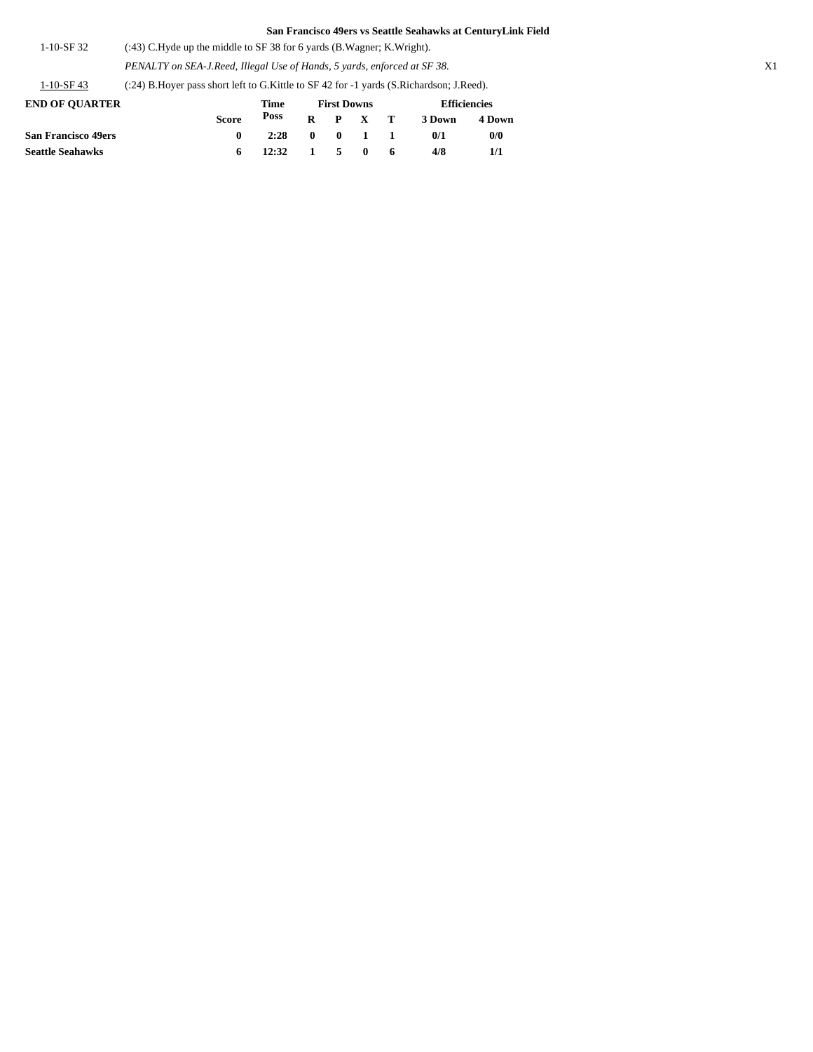**San Francisco 49ers vs Seattle Seahawks at CenturyLink Field**

| | | |
|---|---|---|
| 1-10-SF 32 | (:43) C.Hyde up the middle to SF 38 for 6 yards (B.Wagner; K.Wright). | |
| | *PENALTY on SEA-J.Reed, Illegal Use of Hands, 5 yards, enforced at SF 38.* | X1 |
| 1-10-SF 43 | (:24) B.Hoyer pass short left to G.Kittle to SF 42 for -1 yards (S.Richardson; J.Reed). | |

| END OF QUARTER | Score | Time Poss | First Downs R | P | X | T | Efficiencies 3 Down | 4 Down |
|---|---|---|---|---|---|---|---|---|
| **San Francisco 49ers** | **0** | **2:28** | **0** | **0** | **1** | **1** | **0/1** | **0/0** |
| **Seattle Seahawks** | **6** | **12:32** | **1** | **5** | **0** | **6** | **4/8** | **1/1** |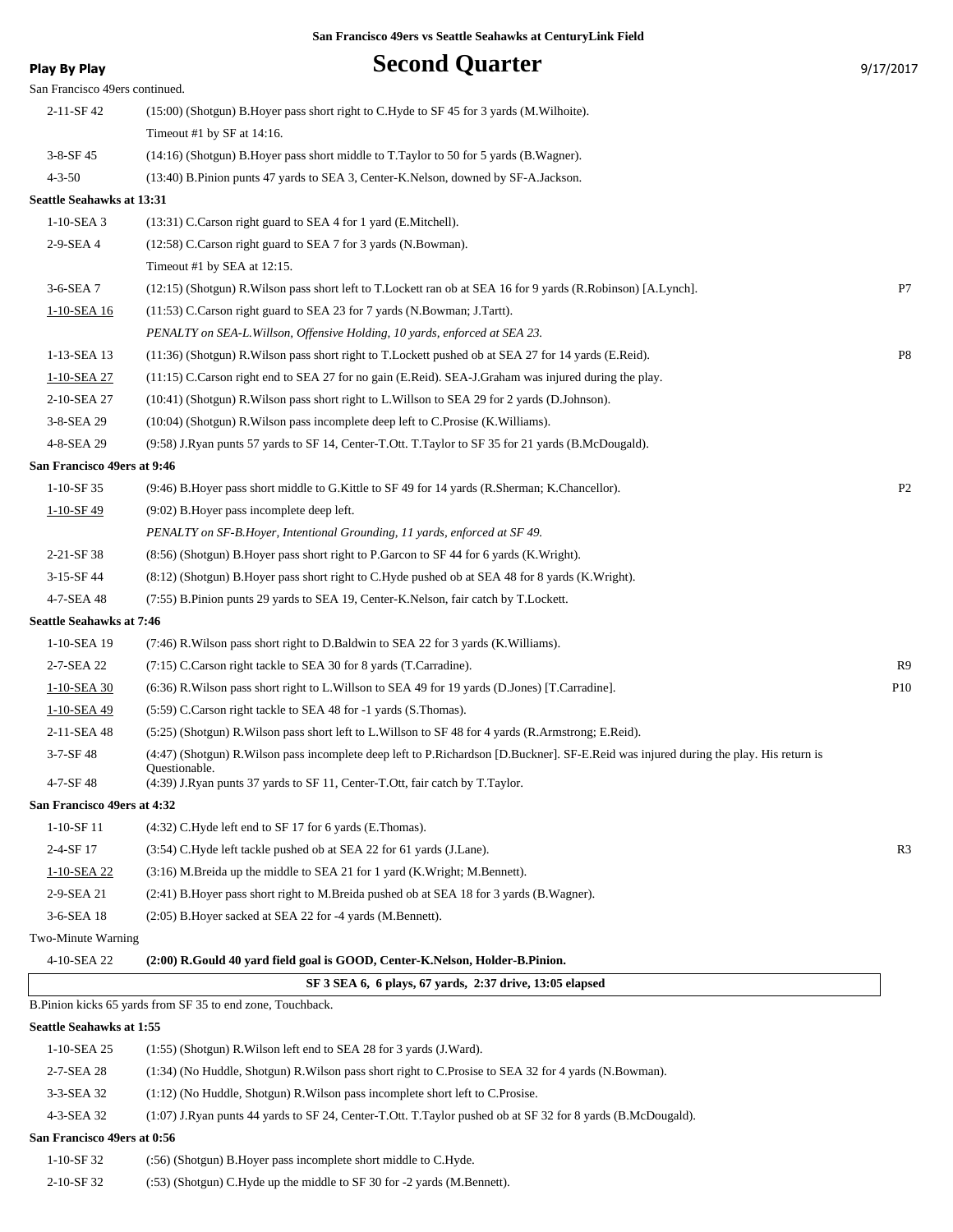San Francisco 49ers vs Seattle Seahawks at CenturyLink Field

**Play By Play**

# Second Quarter

9/17/2017

San Francisco 49ers continued.

| | | |
|---|---|---|
| 2-11-SF 42 | (15:00) (Shotgun) B.Hoyer pass short right to C.Hyde to SF 45 for 3 yards (M.Wilhoite). | |
| | Timeout #1 by SF at 14:16. | |
| 3-8-SF 45 | (14:16) (Shotgun) B.Hoyer pass short middle to T.Taylor to 50 for 5 yards (B.Wagner). | |
| 4-3-50 | (13:40) B.Pinion punts 47 yards to SEA 3, Center-K.Nelson, downed by SF-A.Jackson. | |

**Seattle Seahawks at 13:31**

| | | |
|---|---|---|
| 1-10-SEA 3 | (13:31) C.Carson right guard to SEA 4 for 1 yard (E.Mitchell). | |
| 2-9-SEA 4 | (12:58) C.Carson right guard to SEA 7 for 3 yards (N.Bowman). | |
| | Timeout #1 by SEA at 12:15. | |
| 3-6-SEA 7 | (12:15) (Shotgun) R.Wilson pass short left to T.Lockett ran ob at SEA 16 for 9 yards (R.Robinson) [A.Lynch]. | P7 |
| 1-10-SEA 16 | (11:53) C.Carson right guard to SEA 23 for 7 yards (N.Bowman; J.Tartt). | |
| | *PENALTY on SEA-L.Willson, Offensive Holding, 10 yards, enforced at SEA 23.* | |
| 1-13-SEA 13 | (11:36) (Shotgun) R.Wilson pass short right to T.Lockett pushed ob at SEA 27 for 14 yards (E.Reid). | P8 |
| 1-10-SEA 27 | (11:15) C.Carson right end to SEA 27 for no gain (E.Reid). SEA-J.Graham was injured during the play. | |
| 2-10-SEA 27 | (10:41) (Shotgun) R.Wilson pass short right to L.Willson to SEA 29 for 2 yards (D.Johnson). | |
| 3-8-SEA 29 | (10:04) (Shotgun) R.Wilson pass incomplete deep left to C.Prosise (K.Williams). | |
| 4-8-SEA 29 | (9:58) J.Ryan punts 57 yards to SF 14, Center-T.Ott. T.Taylor to SF 35 for 21 yards (B.McDougald). | |

**San Francisco 49ers at 9:46**

| | | |
|---|---|---|
| 1-10-SF 35 | (9:46) B.Hoyer pass short middle to G.Kittle to SF 49 for 14 yards (R.Sherman; K.Chancellor). | P2 |
| 1-10-SF 49 | (9:02) B.Hoyer pass incomplete deep left. | |
| | *PENALTY on SF-B.Hoyer, Intentional Grounding, 11 yards, enforced at SF 49.* | |
| 2-21-SF 38 | (8:56) (Shotgun) B.Hoyer pass short right to P.Garcon to SF 44 for 6 yards (K.Wright). | |
| 3-15-SF 44 | (8:12) (Shotgun) B.Hoyer pass short right to C.Hyde pushed ob at SEA 48 for 8 yards (K.Wright). | |
| 4-7-SEA 48 | (7:55) B.Pinion punts 29 yards to SEA 19, Center-K.Nelson, fair catch by T.Lockett. | |

**Seattle Seahawks at 7:46**

| | | |
|---|---|---|
| 1-10-SEA 19 | (7:46) R.Wilson pass short right to D.Baldwin to SEA 22 for 3 yards (K.Williams). | |
| 2-7-SEA 22 | (7:15) C.Carson right tackle to SEA 30 for 8 yards (T.Carradine). | R9 |
| 1-10-SEA 30 | (6:36) R.Wilson pass short right to L.Willson to SEA 49 for 19 yards (D.Jones) [T.Carradine]. | P10 |
| 1-10-SEA 49 | (5:59) C.Carson right tackle to SEA 48 for -1 yards (S.Thomas). | |
| 2-11-SEA 48 | (5:25) (Shotgun) R.Wilson pass short left to L.Willson to SF 48 for 4 yards (R.Armstrong; E.Reid). | |
| 3-7-SF 48 | (4:47) (Shotgun) R.Wilson pass incomplete deep left to P.Richardson [D.Buckner]. SF-E.Reid was injured during the play. His return is Questionable. | |
| 4-7-SF 48 | (4:39) J.Ryan punts 37 yards to SF 11, Center-T.Ott, fair catch by T.Taylor. | |

**San Francisco 49ers at 4:32**

| | | |
|---|---|---|
| 1-10-SF 11 | (4:32) C.Hyde left end to SF 17 for 6 yards (E.Thomas). | |
| 2-4-SF 17 | (3:54) C.Hyde left tackle pushed ob at SEA 22 for 61 yards (J.Lane). | R3 |
| 1-10-SEA 22 | (3:16) M.Breida up the middle to SEA 21 for 1 yard (K.Wright; M.Bennett). | |
| 2-9-SEA 21 | (2:41) B.Hoyer pass short right to M.Breida pushed ob at SEA 18 for 3 yards (B.Wagner). | |
| 3-6-SEA 18 | (2:05) B.Hoyer sacked at SEA 22 for -4 yards (M.Bennett). | |
| Two-Minute Warning | | |
| 4-10-SEA 22 | **(2:00) R.Gould 40 yard field goal is GOOD, Center-K.Nelson, Holder-B.Pinion.** | |

**SF 3 SEA 6, 6 plays, 67 yards, 2:37 drive, 13:05 elapsed**

B.Pinion kicks 65 yards from SF 35 to end zone, Touchback.

**Seattle Seahawks at 1:55**

| | | |
|---|---|---|
| 1-10-SEA 25 | (1:55) (Shotgun) R.Wilson left end to SEA 28 for 3 yards (J.Ward). | |
| 2-7-SEA 28 | (1:34) (No Huddle, Shotgun) R.Wilson pass short right to C.Prosise to SEA 32 for 4 yards (N.Bowman). | |
| 3-3-SEA 32 | (1:12) (No Huddle, Shotgun) R.Wilson pass incomplete short left to C.Prosise. | |
| 4-3-SEA 32 | (1:07) J.Ryan punts 44 yards to SF 24, Center-T.Ott. T.Taylor pushed ob at SF 32 for 8 yards (B.McDougald). | |

**San Francisco 49ers at 0:56**

| | | |
|---|---|---|
| 1-10-SF 32 | (:56) (Shotgun) B.Hoyer pass incomplete short middle to C.Hyde. | |
| 2-10-SF 32 | (:53) (Shotgun) C.Hyde up the middle to SF 30 for -2 yards (M.Bennett). | |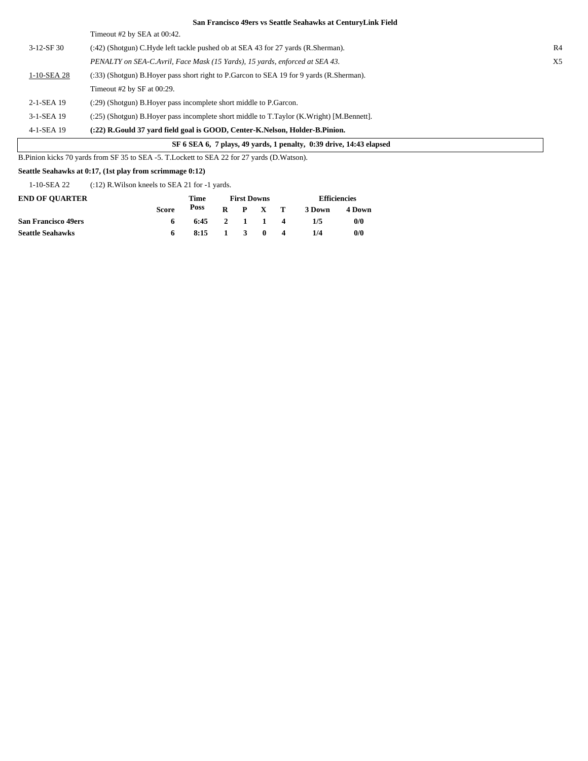**San Francisco 49ers vs Seattle Seahawks at CenturyLink Field**

| | | |
|---|---|---|
| | Timeout #2 by SEA at 00:42. | |
| 3-12-SF 30 | (:42) (Shotgun) C.Hyde left tackle pushed ob at SEA 43 for 27 yards (R.Sherman). | R4 |
| | *PENALTY on SEA-C.Avril, Face Mask (15 Yards), 15 yards, enforced at SEA 43.* | X5 |
| 1-10-SEA 28 | (:33) (Shotgun) B.Hoyer pass short right to P.Garcon to SEA 19 for 9 yards (R.Sherman). | |
| | Timeout #2 by SF at 00:29. | |
| 2-1-SEA 19 | (:29) (Shotgun) B.Hoyer pass incomplete short middle to P.Garcon. | |
| 3-1-SEA 19 | (:25) (Shotgun) B.Hoyer pass incomplete short middle to T.Taylor (K.Wright) [M.Bennett]. | |
| 4-1-SEA 19 | **(:22) R.Gould 37 yard field goal is GOOD, Center-K.Nelson, Holder-B.Pinion.** | |

**SF 6 SEA 6, 7 plays, 49 yards, 1 penalty, 0:39 drive, 14:43 elapsed**

B.Pinion kicks 70 yards from SF 35 to SEA -5. T.Lockett to SEA 22 for 27 yards (D.Watson).

**Seattle Seahawks at 0:17, (1st play from scrimmage 0:12)**

| | |
|---|---|
| 1-10-SEA 22 | (:12) R.Wilson kneels to SEA 21 for -1 yards. |

| END OF QUARTER | Score | Time Poss | First Downs R | P | X | T | Efficiencies 3 Down | 4 Down |
|---|---|---|---|---|---|---|---|---|
| **San Francisco 49ers** | **6** | **6:45** | **2** | **1** | **1** | **4** | **1/5** | **0/0** |
| **Seattle Seahawks** | **6** | **8:15** | **1** | **3** | **0** | **4** | **1/4** | **0/0** |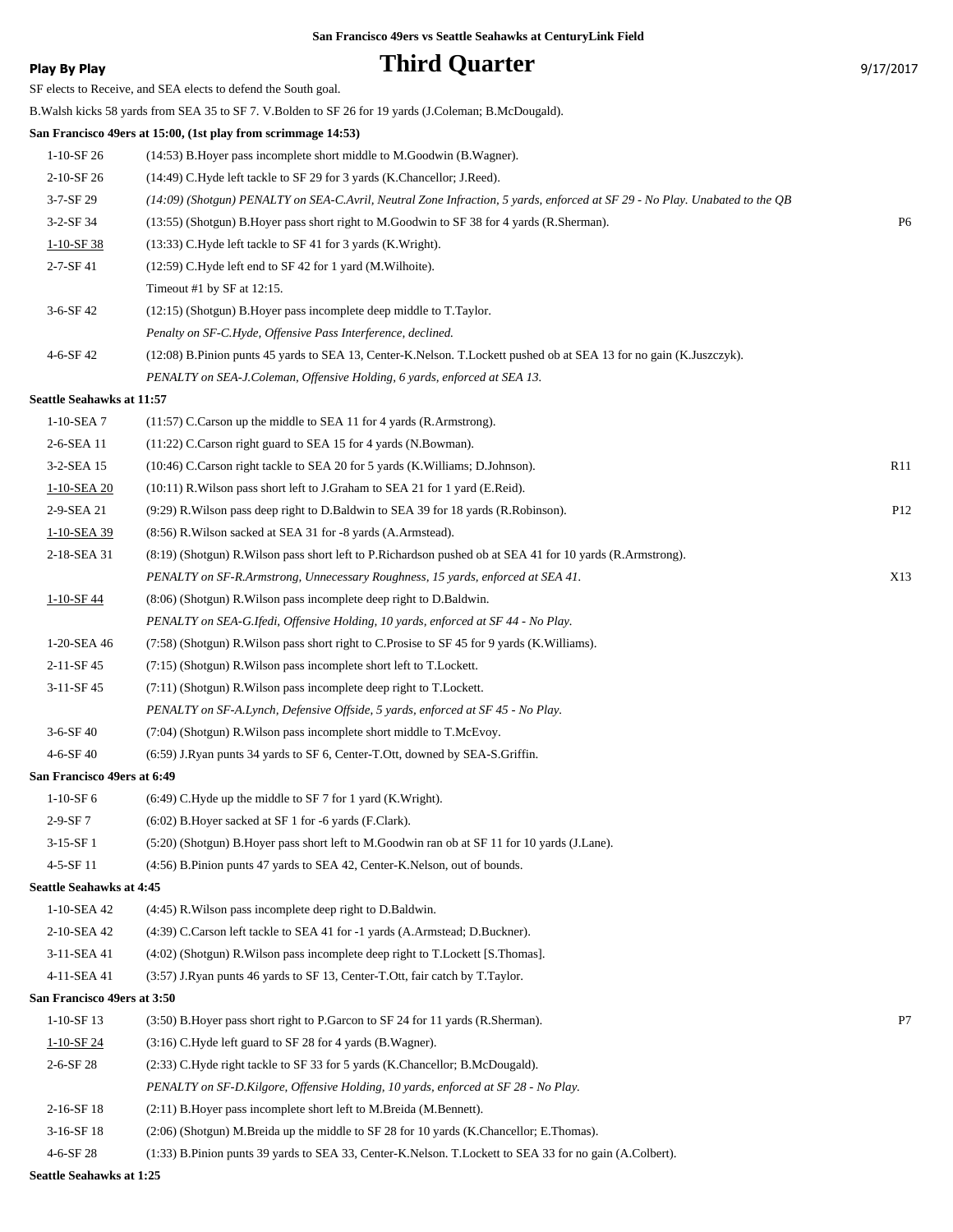San Francisco 49ers vs Seattle Seahawks at CenturyLink Field

**Play By Play**

# Third Quarter

9/17/2017

SF elects to Receive, and SEA elects to defend the South goal.

B.Walsh kicks 58 yards from SEA 35 to SF 7. V.Bolden to SF 26 for 19 yards (J.Coleman; B.McDougald).

**San Francisco 49ers at 15:00, (1st play from scrimmage 14:53)**

| | | |
|---|---|---|
| 1-10-SF 26 | (14:53) B.Hoyer pass incomplete short middle to M.Goodwin (B.Wagner). | |
| 2-10-SF 26 | (14:49) C.Hyde left tackle to SF 29 for 3 yards (K.Chancellor; J.Reed). | |
| 3-7-SF 29 | *(14:09) (Shotgun) PENALTY on SEA-C.Avril, Neutral Zone Infraction, 5 yards, enforced at SF 29 - No Play. Unabated to the QB* | |
| 3-2-SF 34 | (13:55) (Shotgun) B.Hoyer pass short right to M.Goodwin to SF 38 for 4 yards (R.Sherman). | P6 |
| 1-10-SF 38 | (13:33) C.Hyde left tackle to SF 41 for 3 yards (K.Wright). | |
| 2-7-SF 41 | (12:59) C.Hyde left end to SF 42 for 1 yard (M.Wilhoite). | |
| | Timeout #1 by SF at 12:15. | |
| 3-6-SF 42 | (12:15) (Shotgun) B.Hoyer pass incomplete deep middle to T.Taylor. | |
| | *Penalty on SF-C.Hyde, Offensive Pass Interference, declined.* | |
| 4-6-SF 42 | (12:08) B.Pinion punts 45 yards to SEA 13, Center-K.Nelson. T.Lockett pushed ob at SEA 13 for no gain (K.Juszczyk). | |
| | *PENALTY on SEA-J.Coleman, Offensive Holding, 6 yards, enforced at SEA 13.* | |

**Seattle Seahawks at 11:57**

| | | |
|---|---|---|
| 1-10-SEA 7 | (11:57) C.Carson up the middle to SEA 11 for 4 yards (R.Armstrong). | |
| 2-6-SEA 11 | (11:22) C.Carson right guard to SEA 15 for 4 yards (N.Bowman). | |
| 3-2-SEA 15 | (10:46) C.Carson right tackle to SEA 20 for 5 yards (K.Williams; D.Johnson). | R11 |
| 1-10-SEA 20 | (10:11) R.Wilson pass short left to J.Graham to SEA 21 for 1 yard (E.Reid). | |
| 2-9-SEA 21 | (9:29) R.Wilson pass deep right to D.Baldwin to SEA 39 for 18 yards (R.Robinson). | P12 |
| 1-10-SEA 39 | (8:56) R.Wilson sacked at SEA 31 for -8 yards (A.Armstead). | |
| 2-18-SEA 31 | (8:19) (Shotgun) R.Wilson pass short left to P.Richardson pushed ob at SEA 41 for 10 yards (R.Armstrong). | |
| | *PENALTY on SF-R.Armstrong, Unnecessary Roughness, 15 yards, enforced at SEA 41.* | X13 |
| 1-10-SF 44 | (8:06) (Shotgun) R.Wilson pass incomplete deep right to D.Baldwin. | |
| | *PENALTY on SEA-G.Ifedi, Offensive Holding, 10 yards, enforced at SF 44 - No Play.* | |
| 1-20-SEA 46 | (7:58) (Shotgun) R.Wilson pass short right to C.Prosise to SF 45 for 9 yards (K.Williams). | |
| 2-11-SF 45 | (7:15) (Shotgun) R.Wilson pass incomplete short left to T.Lockett. | |
| 3-11-SF 45 | (7:11) (Shotgun) R.Wilson pass incomplete deep right to T.Lockett. | |
| | *PENALTY on SF-A.Lynch, Defensive Offside, 5 yards, enforced at SF 45 - No Play.* | |
| 3-6-SF 40 | (7:04) (Shotgun) R.Wilson pass incomplete short middle to T.McEvoy. | |
| 4-6-SF 40 | (6:59) J.Ryan punts 34 yards to SF 6, Center-T.Ott, downed by SEA-S.Griffin. | |

**San Francisco 49ers at 6:49**

| | | |
|---|---|---|
| 1-10-SF 6 | (6:49) C.Hyde up the middle to SF 7 for 1 yard (K.Wright). | |
| 2-9-SF 7 | (6:02) B.Hoyer sacked at SF 1 for -6 yards (F.Clark). | |
| 3-15-SF 1 | (5:20) (Shotgun) B.Hoyer pass short left to M.Goodwin ran ob at SF 11 for 10 yards (J.Lane). | |
| 4-5-SF 11 | (4:56) B.Pinion punts 47 yards to SEA 42, Center-K.Nelson, out of bounds. | |

**Seattle Seahawks at 4:45**

| | | |
|---|---|---|
| 1-10-SEA 42 | (4:45) R.Wilson pass incomplete deep right to D.Baldwin. | |
| 2-10-SEA 42 | (4:39) C.Carson left tackle to SEA 41 for -1 yards (A.Armstead; D.Buckner). | |
| 3-11-SEA 41 | (4:02) (Shotgun) R.Wilson pass incomplete deep right to T.Lockett [S.Thomas]. | |
| 4-11-SEA 41 | (3:57) J.Ryan punts 46 yards to SF 13, Center-T.Ott, fair catch by T.Taylor. | |

**San Francisco 49ers at 3:50**

| | | |
|---|---|---|
| 1-10-SF 13 | (3:50) B.Hoyer pass short right to P.Garcon to SF 24 for 11 yards (R.Sherman). | P7 |
| 1-10-SF 24 | (3:16) C.Hyde left guard to SF 28 for 4 yards (B.Wagner). | |
| 2-6-SF 28 | (2:33) C.Hyde right tackle to SF 33 for 5 yards (K.Chancellor; B.McDougald). | |
| | *PENALTY on SF-D.Kilgore, Offensive Holding, 10 yards, enforced at SF 28 - No Play.* | |
| 2-16-SF 18 | (2:11) B.Hoyer pass incomplete short left to M.Breida (M.Bennett). | |
| 3-16-SF 18 | (2:06) (Shotgun) M.Breida up the middle to SF 28 for 10 yards (K.Chancellor; E.Thomas). | |
| 4-6-SF 28 | (1:33) B.Pinion punts 39 yards to SEA 33, Center-K.Nelson. T.Lockett to SEA 33 for no gain (A.Colbert). | |

**Seattle Seahawks at 1:25**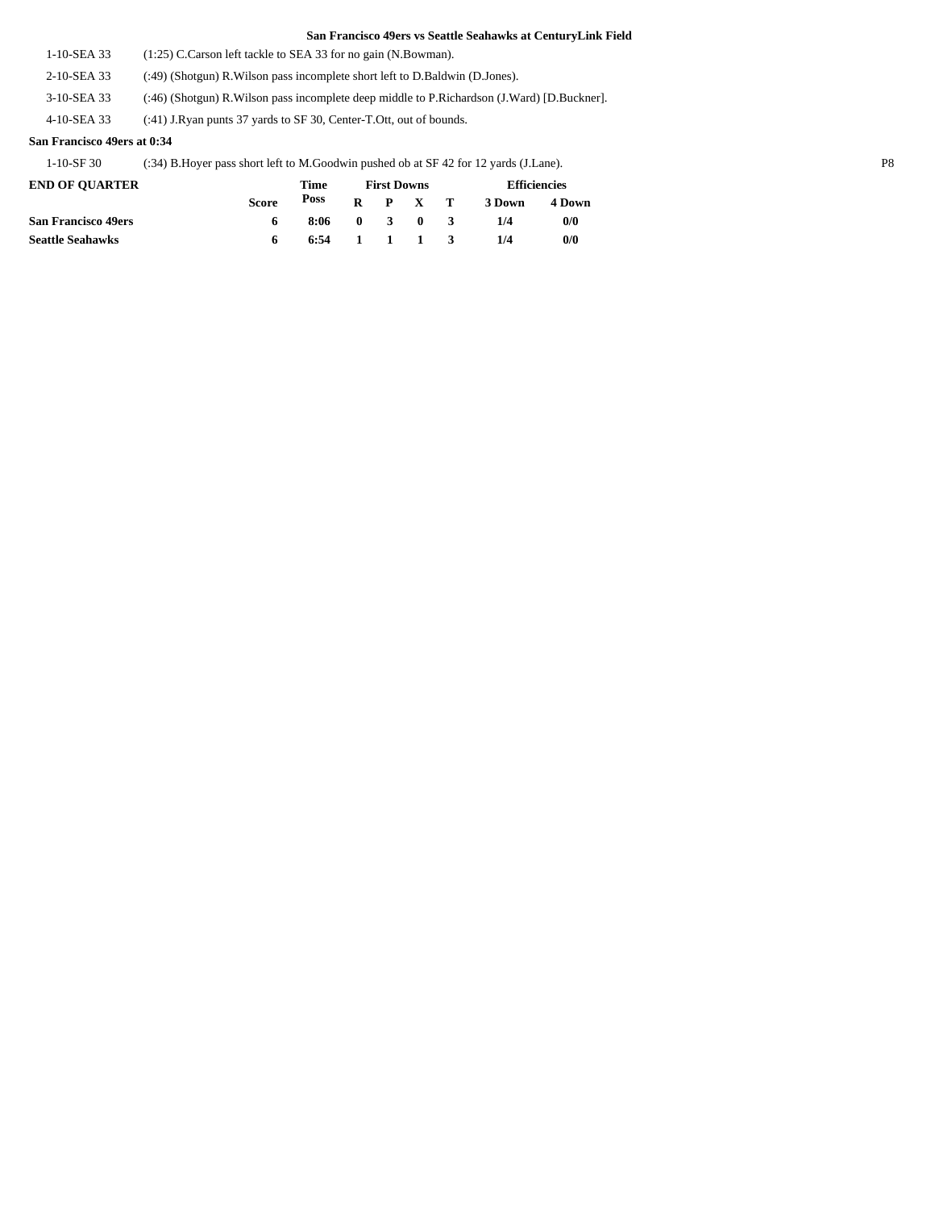**San Francisco 49ers vs Seattle Seahawks at CenturyLink Field**

| | |
|---|---|
| 1-10-SEA 33 | (1:25) C.Carson left tackle to SEA 33 for no gain (N.Bowman). |
| 2-10-SEA 33 | (:49) (Shotgun) R.Wilson pass incomplete short left to D.Baldwin (D.Jones). |
| 3-10-SEA 33 | (:46) (Shotgun) R.Wilson pass incomplete deep middle to P.Richardson (J.Ward) [D.Buckner]. |
| 4-10-SEA 33 | (:41) J.Ryan punts 37 yards to SF 30, Center-T.Ott, out of bounds. |

**San Francisco 49ers at 0:34**

| | | |
|---|---|---|
| 1-10-SF 30 | (:34) B.Hoyer pass short left to M.Goodwin pushed ob at SF 42 for 12 yards (J.Lane). | P8 |

| END OF QUARTER | Score | Time Poss | First Downs R | P | X | T | Efficiencies 3 Down | 4 Down |
|---|---|---|---|---|---|---|---|---|
| **San Francisco 49ers** | 6 | 8:06 | 0 | 3 | 0 | 3 | 1/4 | 0/0 |
| **Seattle Seahawks** | 6 | 6:54 | 1 | 1 | 1 | 3 | 1/4 | 0/0 |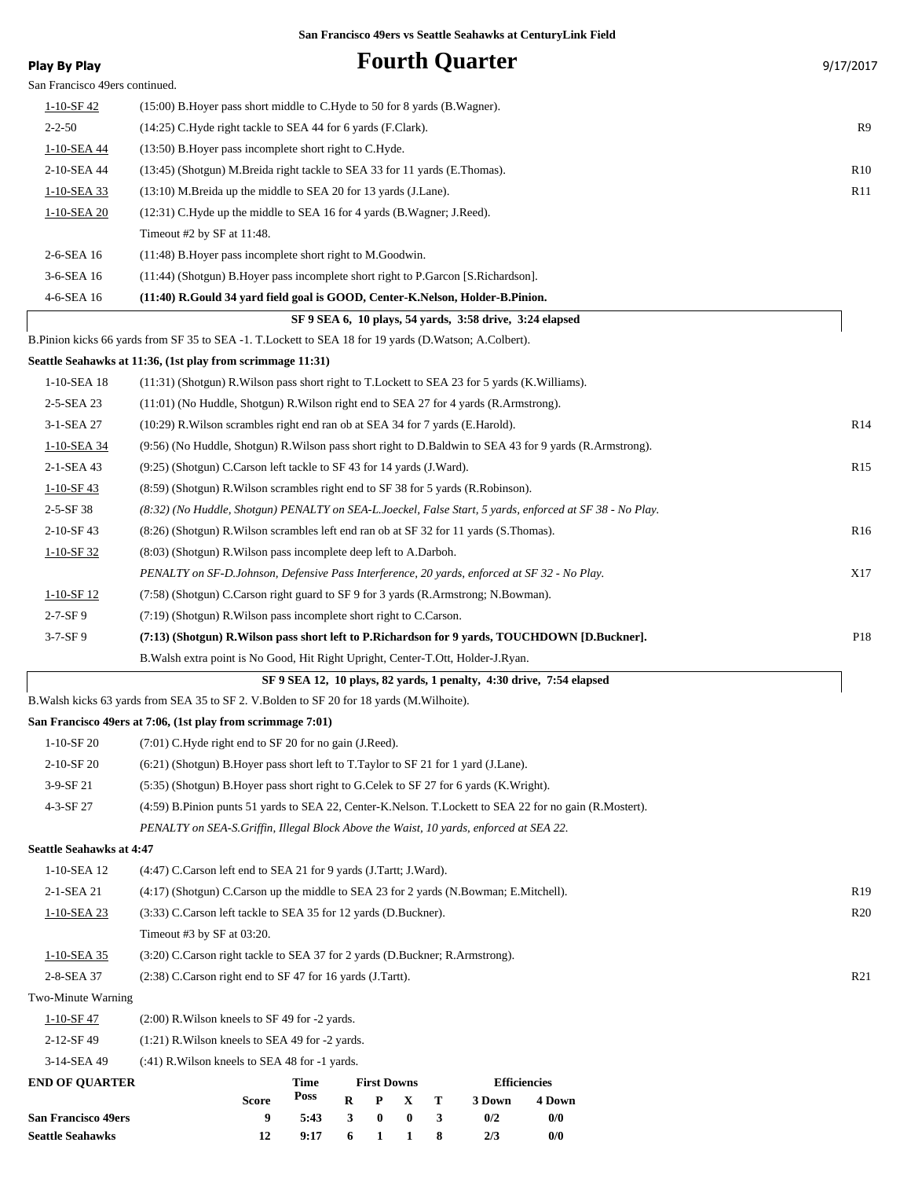San Francisco 49ers vs Seattle Seahawks at CenturyLink Field

**Play By Play**

# Fourth Quarter

9/17/2017

San Francisco 49ers continued.

| Down | Play | |
|---|---|---|
| 1-10-SF 42 | (15:00) B.Hoyer pass short middle to C.Hyde to 50 for 8 yards (B.Wagner). | |
| 2-2-50 | (14:25) C.Hyde right tackle to SEA 44 for 6 yards (F.Clark). | R9 |
| 1-10-SEA 44 | (13:50) B.Hoyer pass incomplete short right to C.Hyde. | |
| 2-10-SEA 44 | (13:45) (Shotgun) M.Breida right tackle to SEA 33 for 11 yards (E.Thomas). | R10 |
| 1-10-SEA 33 | (13:10) M.Breida up the middle to SEA 20 for 13 yards (J.Lane). | R11 |
| 1-10-SEA 20 | (12:31) C.Hyde up the middle to SEA 16 for 4 yards (B.Wagner; J.Reed). | |
| | Timeout #2 by SF at 11:48. | |
| 2-6-SEA 16 | (11:48) B.Hoyer pass incomplete short right to M.Goodwin. | |
| 3-6-SEA 16 | (11:44) (Shotgun) B.Hoyer pass incomplete short right to P.Garcon [S.Richardson]. | |
| 4-6-SEA 16 | **(11:40) R.Gould 34 yard field goal is GOOD, Center-K.Nelson, Holder-B.Pinion.** | |

**SF 9 SEA 6, 10 plays, 54 yards, 3:58 drive, 3:24 elapsed**

B.Pinion kicks 66 yards from SF 35 to SEA -1. T.Lockett to SEA 18 for 19 yards (D.Watson; A.Colbert).

**Seattle Seahawks at 11:36, (1st play from scrimmage 11:31)**

| Down | Play | |
|---|---|---|
| 1-10-SEA 18 | (11:31) (Shotgun) R.Wilson pass short right to T.Lockett to SEA 23 for 5 yards (K.Williams). | |
| 2-5-SEA 23 | (11:01) (No Huddle, Shotgun) R.Wilson right end to SEA 27 for 4 yards (R.Armstrong). | |
| 3-1-SEA 27 | (10:29) R.Wilson scrambles right end ran ob at SEA 34 for 7 yards (E.Harold). | R14 |
| 1-10-SEA 34 | (9:56) (No Huddle, Shotgun) R.Wilson pass short right to D.Baldwin to SEA 43 for 9 yards (R.Armstrong). | |
| 2-1-SEA 43 | (9:25) (Shotgun) C.Carson left tackle to SF 43 for 14 yards (J.Ward). | R15 |
| 1-10-SF 43 | (8:59) (Shotgun) R.Wilson scrambles right end to SF 38 for 5 yards (R.Robinson). | |
| 2-5-SF 38 | *(8:32) (No Huddle, Shotgun) PENALTY on SEA-L.Joeckel, False Start, 5 yards, enforced at SF 38 - No Play.* | |
| 2-10-SF 43 | (8:26) (Shotgun) R.Wilson scrambles left end ran ob at SF 32 for 11 yards (S.Thomas). | R16 |
| 1-10-SF 32 | (8:03) (Shotgun) R.Wilson pass incomplete deep left to A.Darboh. | |
| | *PENALTY on SF-D.Johnson, Defensive Pass Interference, 20 yards, enforced at SF 32 - No Play.* | X17 |
| 1-10-SF 12 | (7:58) (Shotgun) C.Carson right guard to SF 9 for 3 yards (R.Armstrong; N.Bowman). | |
| 2-7-SF 9 | (7:19) (Shotgun) R.Wilson pass incomplete short right to C.Carson. | |
| 3-7-SF 9 | **(7:13) (Shotgun) R.Wilson pass short left to P.Richardson for 9 yards, TOUCHDOWN [D.Buckner].** | P18 |
| | B.Walsh extra point is No Good, Hit Right Upright, Center-T.Ott, Holder-J.Ryan. | |

**SF 9 SEA 12, 10 plays, 82 yards, 1 penalty, 4:30 drive, 7:54 elapsed**

B.Walsh kicks 63 yards from SEA 35 to SF 2. V.Bolden to SF 20 for 18 yards (M.Wilhoite).

**San Francisco 49ers at 7:06, (1st play from scrimmage 7:01)**

| Down | Play | |
|---|---|---|
| 1-10-SF 20 | (7:01) C.Hyde right end to SF 20 for no gain (J.Reed). | |
| 2-10-SF 20 | (6:21) (Shotgun) B.Hoyer pass short left to T.Taylor to SF 21 for 1 yard (J.Lane). | |
| 3-9-SF 21 | (5:35) (Shotgun) B.Hoyer pass short right to G.Celek to SF 27 for 6 yards (K.Wright). | |
| 4-3-SF 27 | (4:59) B.Pinion punts 51 yards to SEA 22, Center-K.Nelson. T.Lockett to SEA 22 for no gain (R.Mostert). | |
| | *PENALTY on SEA-S.Griffin, Illegal Block Above the Waist, 10 yards, enforced at SEA 22.* | |

**Seattle Seahawks at 4:47**

| Down | Play | |
|---|---|---|
| 1-10-SEA 12 | (4:47) C.Carson left end to SEA 21 for 9 yards (J.Tartt; J.Ward). | |
| 2-1-SEA 21 | (4:17) (Shotgun) C.Carson up the middle to SEA 23 for 2 yards (N.Bowman; E.Mitchell). | R19 |
| 1-10-SEA 23 | (3:33) C.Carson left tackle to SEA 35 for 12 yards (D.Buckner). | R20 |
| | Timeout #3 by SF at 03:20. | |
| 1-10-SEA 35 | (3:20) C.Carson right tackle to SEA 37 for 2 yards (D.Buckner; R.Armstrong). | |
| 2-8-SEA 37 | (2:38) C.Carson right end to SF 47 for 16 yards (J.Tartt). | R21 |
| Two-Minute Warning | | |
| 1-10-SF 47 | (2:00) R.Wilson kneels to SF 49 for -2 yards. | |
| 2-12-SF 49 | (1:21) R.Wilson kneels to SEA 49 for -2 yards. | |
| 3-14-SEA 49 | (:41) R.Wilson kneels to SEA 48 for -1 yards. | |

| END OF QUARTER | Score | Time Poss | First Downs R | P | X | T | Efficiencies 3 Down | 4 Down |
|---|---|---|---|---|---|---|---|---|
| **San Francisco 49ers** | 9 | 5:43 | 3 | 0 | 0 | 3 | 0/2 | 0/0 |
| **Seattle Seahawks** | 12 | 9:17 | 6 | 1 | 1 | 8 | 2/3 | 0/0 |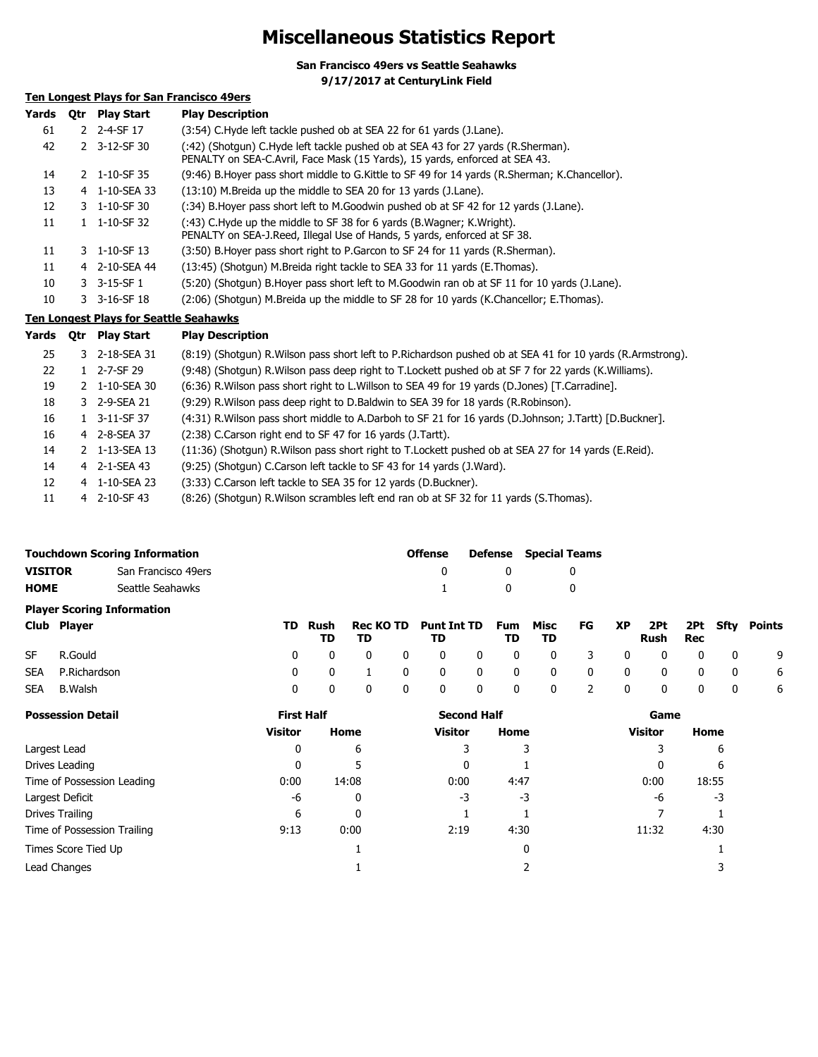# Miscellaneous Statistics Report

**San Francisco 49ers vs Seattle Seahawks**
**9/17/2017 at CenturyLink Field**

## Ten Longest Plays for San Francisco 49ers

| Yards | Qtr | Play Start | Play Description |
|---|---|---|---|
| 61 | 2 | 2-4-SF 17 | (3:54) C.Hyde left tackle pushed ob at SEA 22 for 61 yards (J.Lane). |
| 42 | 2 | 3-12-SF 30 | (:42) (Shotgun) C.Hyde left tackle pushed ob at SEA 43 for 27 yards (R.Sherman). PENALTY on SEA-C.Avril, Face Mask (15 Yards), 15 yards, enforced at SEA 43. |
| 14 | 2 | 1-10-SF 35 | (9:46) B.Hoyer pass short middle to G.Kittle to SF 49 for 14 yards (R.Sherman; K.Chancellor). |
| 13 | 4 | 1-10-SEA 33 | (13:10) M.Breida up the middle to SEA 20 for 13 yards (J.Lane). |
| 12 | 3 | 1-10-SF 30 | (:34) B.Hoyer pass short left to M.Goodwin pushed ob at SF 42 for 12 yards (J.Lane). |
| 11 | 1 | 1-10-SF 32 | (:43) C.Hyde up the middle to SF 38 for 6 yards (B.Wagner; K.Wright). PENALTY on SEA-J.Reed, Illegal Use of Hands, 5 yards, enforced at SF 38. |
| 11 | 3 | 1-10-SF 13 | (3:50) B.Hoyer pass short right to P.Garcon to SF 24 for 11 yards (R.Sherman). |
| 11 | 4 | 2-10-SEA 44 | (13:45) (Shotgun) M.Breida right tackle to SEA 33 for 11 yards (E.Thomas). |
| 10 | 3 | 3-15-SF 1 | (5:20) (Shotgun) B.Hoyer pass short left to M.Goodwin ran ob at SF 11 for 10 yards (J.Lane). |
| 10 | 3 | 3-16-SF 18 | (2:06) (Shotgun) M.Breida up the middle to SF 28 for 10 yards (K.Chancellor; E.Thomas). |

## Ten Longest Plays for Seattle Seahawks

| Yards | Qtr | Play Start | Play Description |
|---|---|---|---|
| 25 | 3 | 2-18-SEA 31 | (8:19) (Shotgun) R.Wilson pass short left to P.Richardson pushed ob at SEA 41 for 10 yards (R.Armstrong). |
| 22 | 1 | 2-7-SF 29 | (9:48) (Shotgun) R.Wilson pass deep right to T.Lockett pushed ob at SF 7 for 22 yards (K.Williams). |
| 19 | 2 | 1-10-SEA 30 | (6:36) R.Wilson pass short right to L.Willson to SEA 49 for 19 yards (D.Jones) [T.Carradine]. |
| 18 | 3 | 2-9-SEA 21 | (9:29) R.Wilson pass deep right to D.Baldwin to SEA 39 for 18 yards (R.Robinson). |
| 16 | 1 | 3-11-SF 37 | (4:31) R.Wilson pass short middle to A.Darboh to SF 21 for 16 yards (D.Johnson; J.Tartt) [D.Buckner]. |
| 16 | 4 | 2-8-SEA 37 | (2:38) C.Carson right end to SF 47 for 16 yards (J.Tartt). |
| 14 | 2 | 1-13-SEA 13 | (11:36) (Shotgun) R.Wilson pass short right to T.Lockett pushed ob at SEA 27 for 14 yards (E.Reid). |
| 14 | 4 | 2-1-SEA 43 | (9:25) (Shotgun) C.Carson left tackle to SF 43 for 14 yards (J.Ward). |
| 12 | 4 | 1-10-SEA 23 | (3:33) C.Carson left tackle to SEA 35 for 12 yards (D.Buckner). |
| 11 | 4 | 2-10-SF 43 | (8:26) (Shotgun) R.Wilson scrambles left end ran ob at SF 32 for 11 yards (S.Thomas). |

## Touchdown Scoring Information

| | | Offense | Defense | Special Teams |
|---|---|---|---|---|
| **VISITOR** | San Francisco 49ers | 0 | 0 | 0 |
| **HOME** | Seattle Seahawks | 1 | 0 | 0 |

## Player Scoring Information

| Club | Player | TD | Rush TD | Rec TD | KO TD | Punt TD | Int TD | Fum TD | Misc TD | FG | XP | 2Pt Rush | 2Pt Rec | Sfty | Points |
|---|---|---|---|---|---|---|---|---|---|---|---|---|---|---|---|
| SF | R.Gould | 0 | 0 | 0 | 0 | 0 | 0 | 0 | 0 | 3 | 0 | 0 | 0 | 0 | 9 |
| SEA | P.Richardson | 0 | 0 | 1 | 0 | 0 | 0 | 0 | 0 | 0 | 0 | 0 | 0 | 0 | 6 |
| SEA | B.Walsh | 0 | 0 | 0 | 0 | 0 | 0 | 0 | 0 | 2 | 0 | 0 | 0 | 0 | 6 |

## Possession Detail

| | First Half | | Second Half | | Game | |
|---|---|---|---|---|---|---|
| | Visitor | Home | Visitor | Home | Visitor | Home |
| Largest Lead | 0 | 6 | 3 | 3 | 3 | 6 |
| Drives Leading | 0 | 5 | 0 | 1 | 0 | 6 |
| Time of Possession Leading | 0:00 | 14:08 | 0:00 | 4:47 | 0:00 | 18:55 |
| Largest Deficit | -6 | 0 | -3 | -3 | -6 | -3 |
| Drives Trailing | 6 | 0 | 1 | 1 | 7 | 1 |
| Time of Possession Trailing | 9:13 | 0:00 | 2:19 | 4:30 | 11:32 | 4:30 |
| Times Score Tied Up | | 1 | | 0 | | 1 |
| Lead Changes | | 1 | | 2 | | 3 |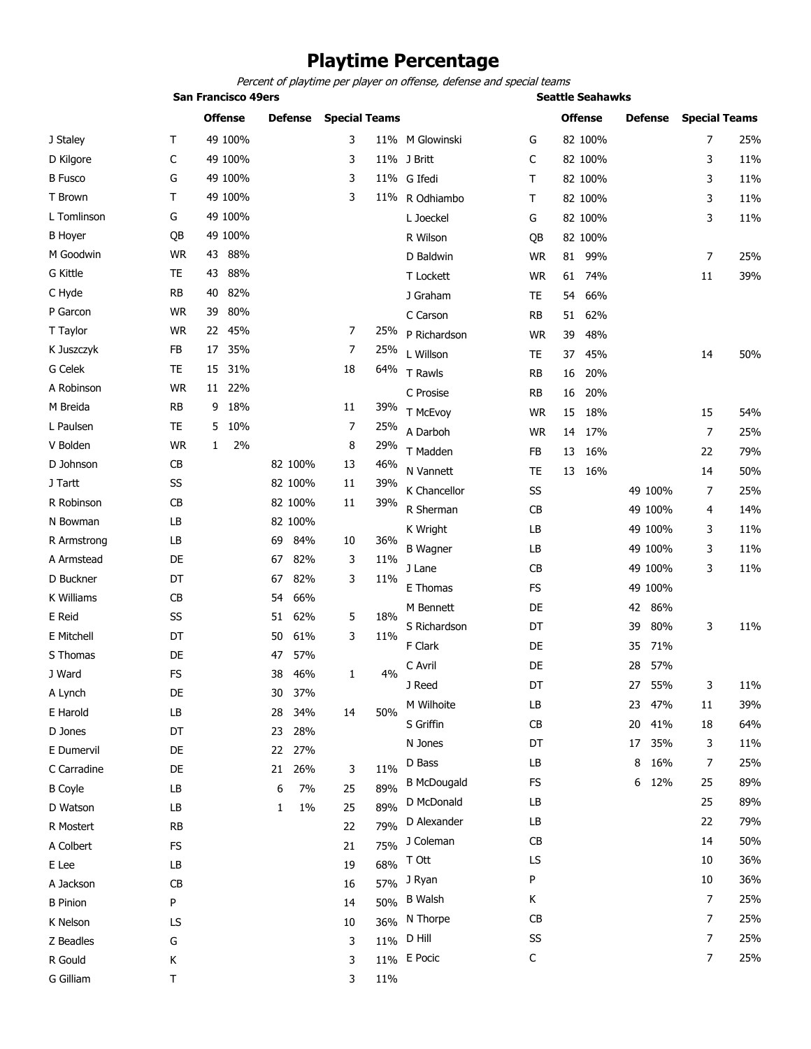# Playtime Percentage

*Percent of playtime per player on offense, defense and special teams*

## San Francisco 49ers

| Player | Pos | Offense | | Defense | | Special Teams | |
|---|---|---|---|---|---|---|---|
| J Staley | T | 49 | 100% | | | 3 | 11% |
| D Kilgore | C | 49 | 100% | | | 3 | 11% |
| B Fusco | G | 49 | 100% | | | 3 | 11% |
| T Brown | T | 49 | 100% | | | 3 | 11% |
| L Tomlinson | G | 49 | 100% | | | | |
| B Hoyer | QB | 49 | 100% | | | | |
| M Goodwin | WR | 43 | 88% | | | | |
| G Kittle | TE | 43 | 88% | | | | |
| C Hyde | RB | 40 | 82% | | | | |
| P Garcon | WR | 39 | 80% | | | | |
| T Taylor | WR | 22 | 45% | | | 7 | 25% |
| K Juszczyk | FB | 17 | 35% | | | 7 | 25% |
| G Celek | TE | 15 | 31% | | | 18 | 64% |
| A Robinson | WR | 11 | 22% | | | | |
| M Breida | RB | 9 | 18% | | | 11 | 39% |
| L Paulsen | TE | 5 | 10% | | | 7 | 25% |
| V Bolden | WR | 1 | 2% | | | 8 | 29% |
| D Johnson | CB | | | 82 | 100% | 13 | 46% |
| J Tartt | SS | | | 82 | 100% | 11 | 39% |
| R Robinson | CB | | | 82 | 100% | 11 | 39% |
| N Bowman | LB | | | 82 | 100% | | |
| R Armstrong | LB | | | 69 | 84% | 10 | 36% |
| A Armstead | DE | | | 67 | 82% | 3 | 11% |
| D Buckner | DT | | | 67 | 82% | 3 | 11% |
| K Williams | CB | | | 54 | 66% | | |
| E Reid | SS | | | 51 | 62% | 5 | 18% |
| E Mitchell | DT | | | 50 | 61% | 3 | 11% |
| S Thomas | DE | | | 47 | 57% | | |
| J Ward | FS | | | 38 | 46% | 1 | 4% |
| A Lynch | DE | | | 30 | 37% | | |
| E Harold | LB | | | 28 | 34% | 14 | 50% |
| D Jones | DT | | | 23 | 28% | | |
| E Dumervil | DE | | | 22 | 27% | | |
| C Carradine | DE | | | 21 | 26% | 3 | 11% |
| B Coyle | LB | | | 6 | 7% | 25 | 89% |
| D Watson | LB | | | 1 | 1% | 25 | 89% |
| R Mostert | RB | | | | | 22 | 79% |
| A Colbert | FS | | | | | 21 | 75% |
| E Lee | LB | | | | | 19 | 68% |
| A Jackson | CB | | | | | 16 | 57% |
| B Pinion | P | | | | | 14 | 50% |
| K Nelson | LS | | | | | 10 | 36% |
| Z Beadles | G | | | | | 3 | 11% |
| R Gould | K | | | | | 3 | 11% |
| G Gilliam | T | | | | | 3 | 11% |

## Seattle Seahawks

| Player | Pos | Offense | | Defense | | Special Teams | |
|---|---|---|---|---|---|---|---|
| M Glowinski | G | 82 | 100% | | | 7 | 25% |
| J Britt | C | 82 | 100% | | | 3 | 11% |
| G Ifedi | T | 82 | 100% | | | 3 | 11% |
| R Odhiambo | T | 82 | 100% | | | 3 | 11% |
| L Joeckel | G | 82 | 100% | | | 3 | 11% |
| R Wilson | QB | 82 | 100% | | | | |
| D Baldwin | WR | 81 | 99% | | | 7 | 25% |
| T Lockett | WR | 61 | 74% | | | 11 | 39% |
| J Graham | TE | 54 | 66% | | | | |
| C Carson | RB | 51 | 62% | | | | |
| P Richardson | WR | 39 | 48% | | | | |
| L Willson | TE | 37 | 45% | | | 14 | 50% |
| T Rawls | RB | 16 | 20% | | | | |
| C Prosise | RB | 16 | 20% | | | | |
| T McEvoy | WR | 15 | 18% | | | 15 | 54% |
| A Darboh | WR | 14 | 17% | | | 7 | 25% |
| T Madden | FB | 13 | 16% | | | 22 | 79% |
| N Vannett | TE | 13 | 16% | | | 14 | 50% |
| K Chancellor | SS | | | 49 | 100% | 7 | 25% |
| R Sherman | CB | | | 49 | 100% | 4 | 14% |
| K Wright | LB | | | 49 | 100% | 3 | 11% |
| B Wagner | LB | | | 49 | 100% | 3 | 11% |
| J Lane | CB | | | 49 | 100% | 3 | 11% |
| E Thomas | FS | | | 49 | 100% | | |
| M Bennett | DE | | | 42 | 86% | | |
| S Richardson | DT | | | 39 | 80% | 3 | 11% |
| F Clark | DE | | | 35 | 71% | | |
| C Avril | DE | | | 28 | 57% | | |
| J Reed | DT | | | 27 | 55% | 3 | 11% |
| M Wilhoite | LB | | | 23 | 47% | 11 | 39% |
| S Griffin | CB | | | 20 | 41% | 18 | 64% |
| N Jones | DT | | | 17 | 35% | 3 | 11% |
| D Bass | LB | | | 8 | 16% | 7 | 25% |
| B McDougald | FS | | | 6 | 12% | 25 | 89% |
| D McDonald | LB | | | | | 25 | 89% |
| D Alexander | LB | | | | | 22 | 79% |
| J Coleman | CB | | | | | 14 | 50% |
| T Ott | LS | | | | | 10 | 36% |
| J Ryan | P | | | | | 10 | 36% |
| B Walsh | K | | | | | 7 | 25% |
| N Thorpe | CB | | | | | 7 | 25% |
| D Hill | SS | | | | | 7 | 25% |
| E Pocic | C | | | | | 7 | 25% |